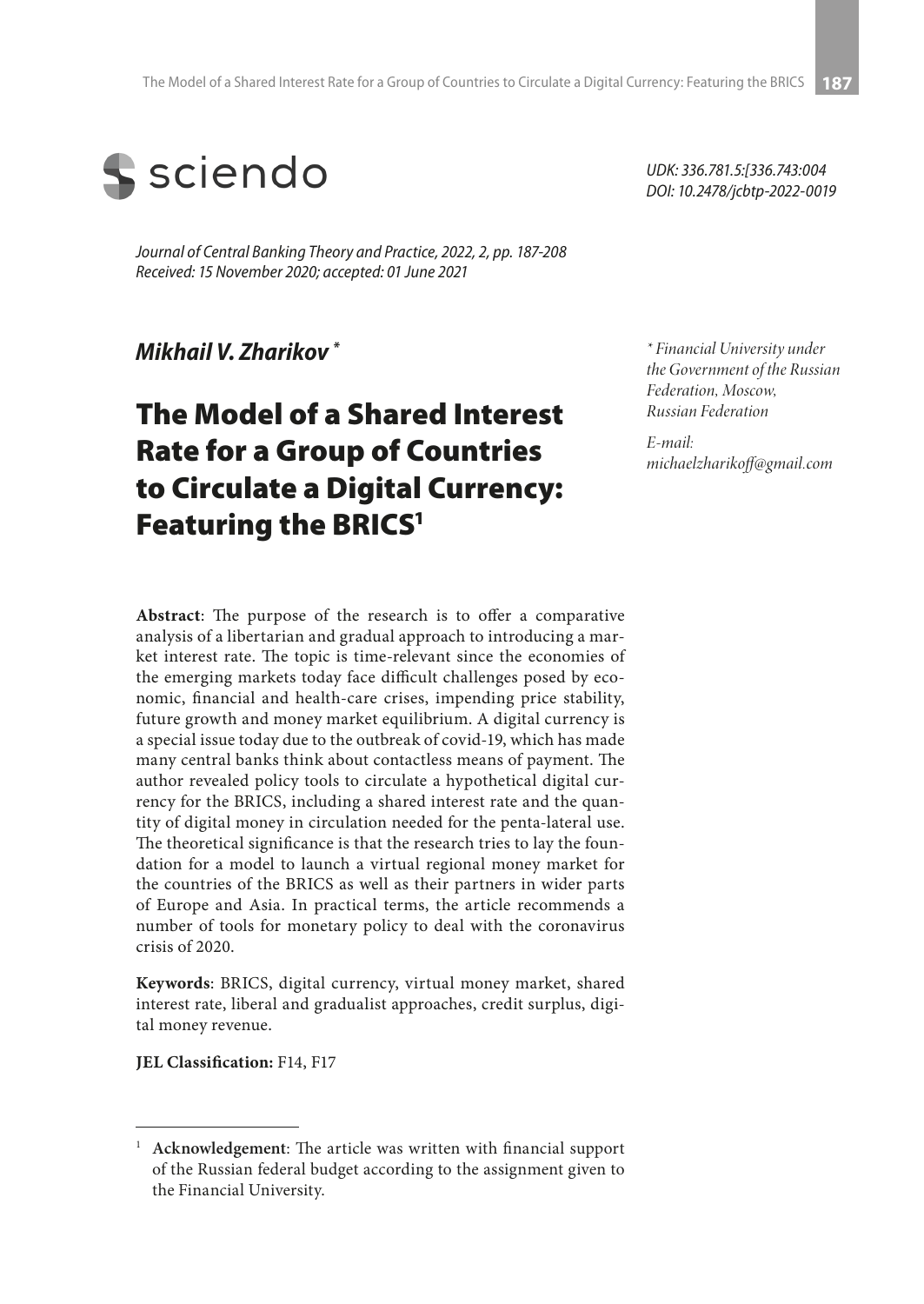UDK: 336.781.5:[336.743:004
DOI: 10.2478/jcbtp-2022-0019

*Journal of Central Banking Theory and Practice, 2022, 2, pp. 187-208*
*Received: 15 November 2020; accepted: 01 June 2021*

***Mikhail V. Zharikov*** *

\* *Financial University under the Government of the Russian Federation, Moscow, Russian Federation*

*E-mail: michaelzharikoff@gmail.com*

# The Model of a Shared Interest Rate for a Group of Countries to Circulate a Digital Currency: Featuring the BRICS[1]

**Abstract**: The purpose of the research is to offer a comparative analysis of a libertarian and gradual approach to introducing a market interest rate. The topic is time-relevant since the economies of the emerging markets today face difficult challenges posed by economic, financial and health-care crises, impending price stability, future growth and money market equilibrium. A digital currency is a special issue today due to the outbreak of covid-19, which has made many central banks think about contactless means of payment. The author revealed policy tools to circulate a hypothetical digital currency for the BRICS, including a shared interest rate and the quantity of digital money in circulation needed for the penta-lateral use. The theoretical significance is that the research tries to lay the foundation for a model to launch a virtual regional money market for the countries of the BRICS as well as their partners in wider parts of Europe and Asia. In practical terms, the article recommends a number of tools for monetary policy to deal with the coronavirus crisis of 2020.

**Keywords**: BRICS, digital currency, virtual money market, shared interest rate, liberal and gradualist approaches, credit surplus, digital money revenue.

**JEL Classification:** F14, F17

[1] **Acknowledgement**: The article was written with financial support of the Russian federal budget according to the assignment given to the Financial University.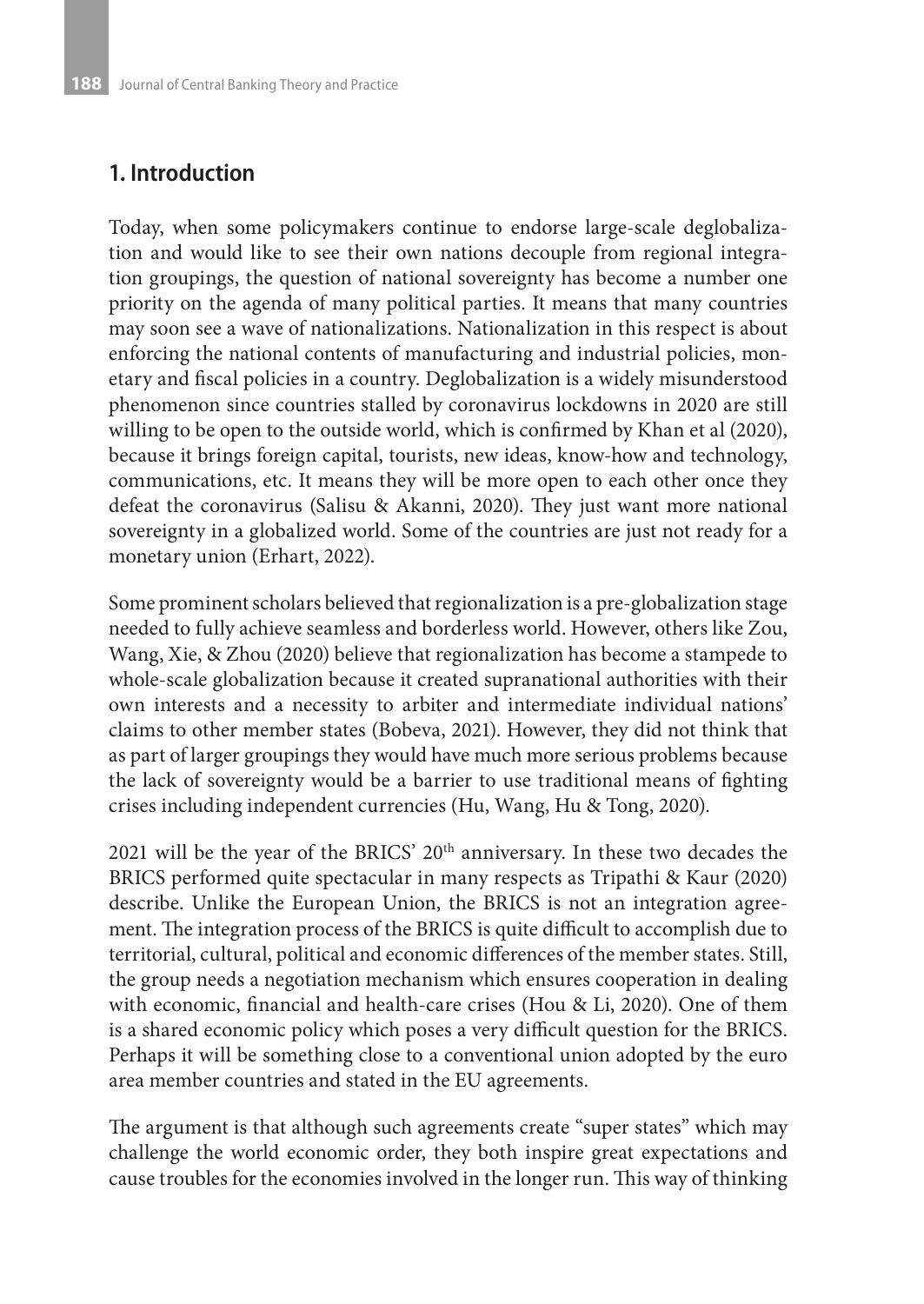## 1. Introduction

Today, when some policymakers continue to endorse large-scale deglobalization and would like to see their own nations decouple from regional integration groupings, the question of national sovereignty has become a number one priority on the agenda of many political parties. It means that many countries may soon see a wave of nationalizations. Nationalization in this respect is about enforcing the national contents of manufacturing and industrial policies, monetary and fiscal policies in a country. Deglobalization is a widely misunderstood phenomenon since countries stalled by coronavirus lockdowns in 2020 are still willing to be open to the outside world, which is confirmed by Khan et al (2020), because it brings foreign capital, tourists, new ideas, know-how and technology, communications, etc. It means they will be more open to each other once they defeat the coronavirus (Salisu & Akanni, 2020). They just want more national sovereignty in a globalized world. Some of the countries are just not ready for a monetary union (Erhart, 2022).

Some prominent scholars believed that regionalization is a pre-globalization stage needed to fully achieve seamless and borderless world. However, others like Zou, Wang, Xie, & Zhou (2020) believe that regionalization has become a stampede to whole-scale globalization because it created supranational authorities with their own interests and a necessity to arbiter and intermediate individual nations' claims to other member states (Bobeva, 2021). However, they did not think that as part of larger groupings they would have much more serious problems because the lack of sovereignty would be a barrier to use traditional means of fighting crises including independent currencies (Hu, Wang, Hu & Tong, 2020).

2021 will be the year of the BRICS' 20th anniversary. In these two decades the BRICS performed quite spectacular in many respects as Tripathi & Kaur (2020) describe. Unlike the European Union, the BRICS is not an integration agreement. The integration process of the BRICS is quite difficult to accomplish due to territorial, cultural, political and economic differences of the member states. Still, the group needs a negotiation mechanism which ensures cooperation in dealing with economic, financial and health-care crises (Hou & Li, 2020). One of them is a shared economic policy which poses a very difficult question for the BRICS. Perhaps it will be something close to a conventional union adopted by the euro area member countries and stated in the EU agreements.

The argument is that although such agreements create "super states" which may challenge the world economic order, they both inspire great expectations and cause troubles for the economies involved in the longer run. This way of thinking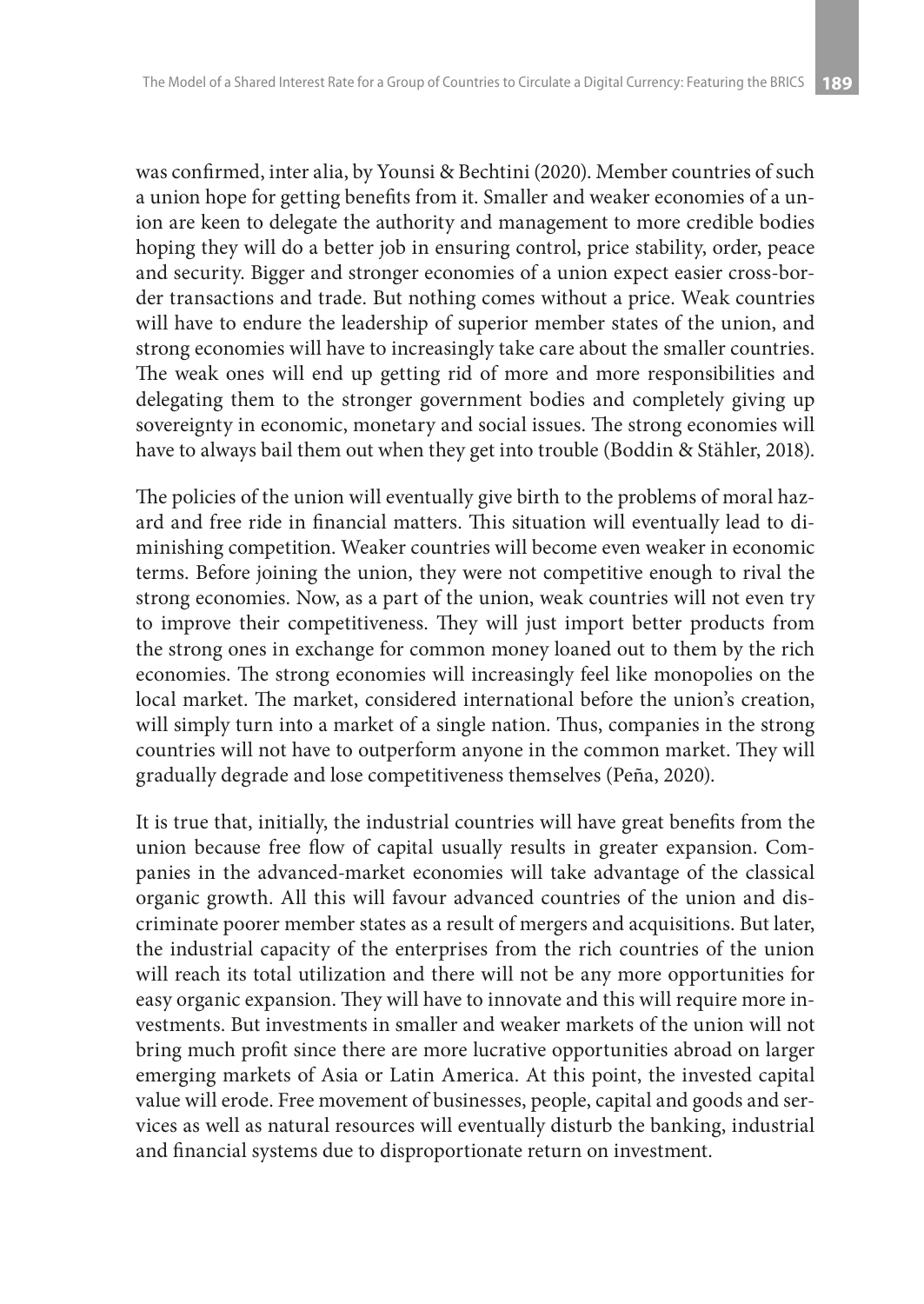was confirmed, inter alia, by Younsi & Bechtini (2020). Member countries of such a union hope for getting benefits from it. Smaller and weaker economies of a union are keen to delegate the authority and management to more credible bodies hoping they will do a better job in ensuring control, price stability, order, peace and security. Bigger and stronger economies of a union expect easier cross-border transactions and trade. But nothing comes without a price. Weak countries will have to endure the leadership of superior member states of the union, and strong economies will have to increasingly take care about the smaller countries. The weak ones will end up getting rid of more and more responsibilities and delegating them to the stronger government bodies and completely giving up sovereignty in economic, monetary and social issues. The strong economies will have to always bail them out when they get into trouble (Boddin & Stähler, 2018).

The policies of the union will eventually give birth to the problems of moral hazard and free ride in financial matters. This situation will eventually lead to diminishing competition. Weaker countries will become even weaker in economic terms. Before joining the union, they were not competitive enough to rival the strong economies. Now, as a part of the union, weak countries will not even try to improve their competitiveness. They will just import better products from the strong ones in exchange for common money loaned out to them by the rich economies. The strong economies will increasingly feel like monopolies on the local market. The market, considered international before the union's creation, will simply turn into a market of a single nation. Thus, companies in the strong countries will not have to outperform anyone in the common market. They will gradually degrade and lose competitiveness themselves (Peña, 2020).

It is true that, initially, the industrial countries will have great benefits from the union because free flow of capital usually results in greater expansion. Companies in the advanced-market economies will take advantage of the classical organic growth. All this will favour advanced countries of the union and discriminate poorer member states as a result of mergers and acquisitions. But later, the industrial capacity of the enterprises from the rich countries of the union will reach its total utilization and there will not be any more opportunities for easy organic expansion. They will have to innovate and this will require more investments. But investments in smaller and weaker markets of the union will not bring much profit since there are more lucrative opportunities abroad on larger emerging markets of Asia or Latin America. At this point, the invested capital value will erode. Free movement of businesses, people, capital and goods and services as well as natural resources will eventually disturb the banking, industrial and financial systems due to disproportionate return on investment.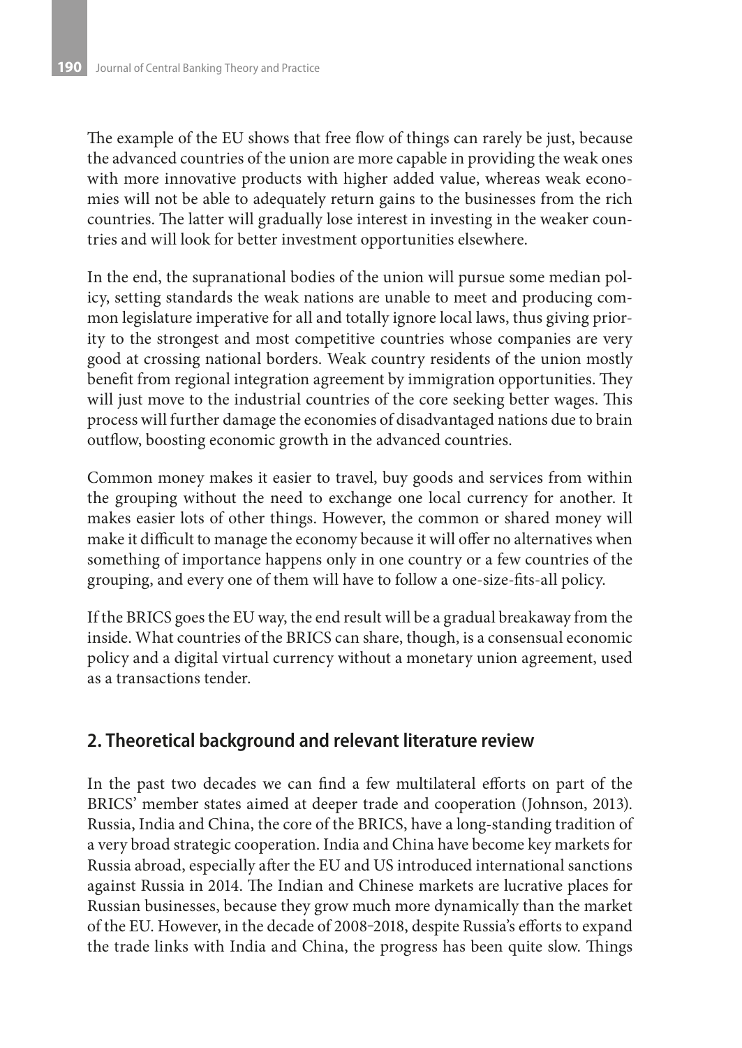The example of the EU shows that free flow of things can rarely be just, because the advanced countries of the union are more capable in providing the weak ones with more innovative products with higher added value, whereas weak economies will not be able to adequately return gains to the businesses from the rich countries. The latter will gradually lose interest in investing in the weaker countries and will look for better investment opportunities elsewhere.

In the end, the supranational bodies of the union will pursue some median policy, setting standards the weak nations are unable to meet and producing common legislature imperative for all and totally ignore local laws, thus giving priority to the strongest and most competitive countries whose companies are very good at crossing national borders. Weak country residents of the union mostly benefit from regional integration agreement by immigration opportunities. They will just move to the industrial countries of the core seeking better wages. This process will further damage the economies of disadvantaged nations due to brain outflow, boosting economic growth in the advanced countries.

Common money makes it easier to travel, buy goods and services from within the grouping without the need to exchange one local currency for another. It makes easier lots of other things. However, the common or shared money will make it difficult to manage the economy because it will offer no alternatives when something of importance happens only in one country or a few countries of the grouping, and every one of them will have to follow a one-size-fits-all policy.

If the BRICS goes the EU way, the end result will be a gradual breakaway from the inside. What countries of the BRICS can share, though, is a consensual economic policy and a digital virtual currency without a monetary union agreement, used as a transactions tender.

## 2. Theoretical background and relevant literature review

In the past two decades we can find a few multilateral efforts on part of the BRICS' member states aimed at deeper trade and cooperation (Johnson, 2013). Russia, India and China, the core of the BRICS, have a long-standing tradition of a very broad strategic cooperation. India and China have become key markets for Russia abroad, especially after the EU and US introduced international sanctions against Russia in 2014. The Indian and Chinese markets are lucrative places for Russian businesses, because they grow much more dynamically than the market of the EU. However, in the decade of 2008-2018, despite Russia's efforts to expand the trade links with India and China, the progress has been quite slow. Things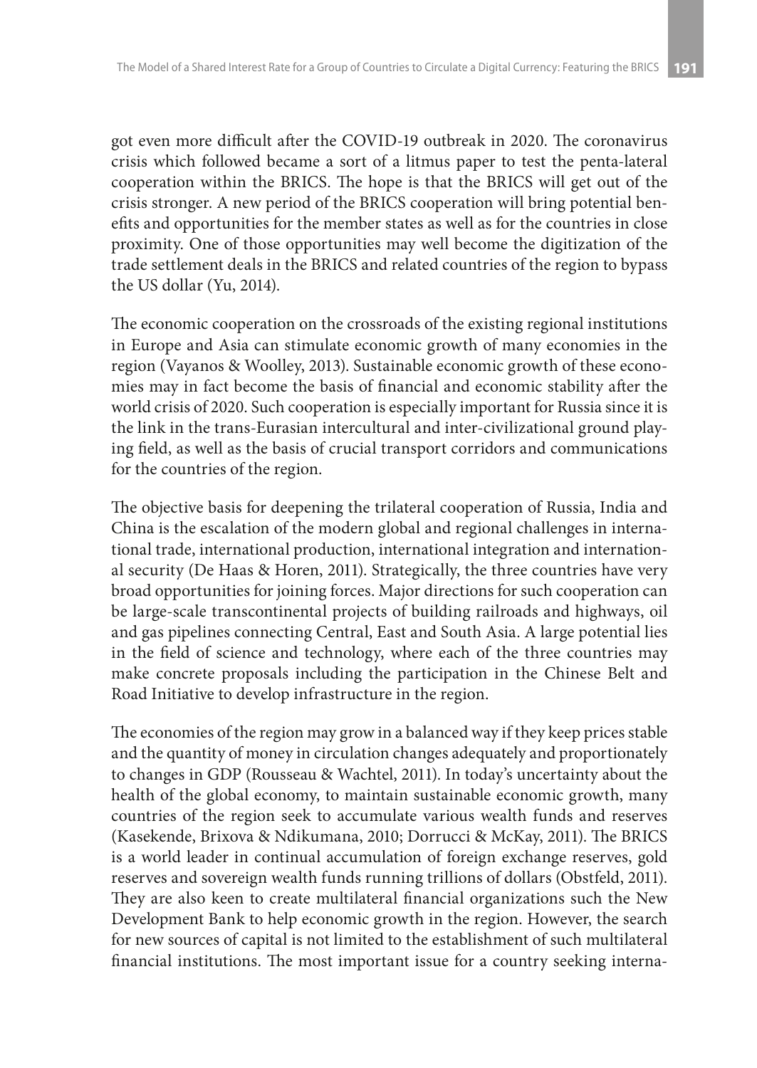got even more difficult after the COVID-19 outbreak in 2020. The coronavirus crisis which followed became a sort of a litmus paper to test the penta-lateral cooperation within the BRICS. The hope is that the BRICS will get out of the crisis stronger. A new period of the BRICS cooperation will bring potential benefits and opportunities for the member states as well as for the countries in close proximity. One of those opportunities may well become the digitization of the trade settlement deals in the BRICS and related countries of the region to bypass the US dollar (Yu, 2014).

The economic cooperation on the crossroads of the existing regional institutions in Europe and Asia can stimulate economic growth of many economies in the region (Vayanos & Woolley, 2013). Sustainable economic growth of these economies may in fact become the basis of financial and economic stability after the world crisis of 2020. Such cooperation is especially important for Russia since it is the link in the trans-Eurasian intercultural and inter-civilizational ground playing field, as well as the basis of crucial transport corridors and communications for the countries of the region.

The objective basis for deepening the trilateral cooperation of Russia, India and China is the escalation of the modern global and regional challenges in international trade, international production, international integration and international security (De Haas & Horen, 2011). Strategically, the three countries have very broad opportunities for joining forces. Major directions for such cooperation can be large-scale transcontinental projects of building railroads and highways, oil and gas pipelines connecting Central, East and South Asia. A large potential lies in the field of science and technology, where each of the three countries may make concrete proposals including the participation in the Chinese Belt and Road Initiative to develop infrastructure in the region.

The economies of the region may grow in a balanced way if they keep prices stable and the quantity of money in circulation changes adequately and proportionately to changes in GDP (Rousseau & Wachtel, 2011). In today's uncertainty about the health of the global economy, to maintain sustainable economic growth, many countries of the region seek to accumulate various wealth funds and reserves (Kasekende, Brixova & Ndikumana, 2010; Dorrucci & McKay, 2011). The BRICS is a world leader in continual accumulation of foreign exchange reserves, gold reserves and sovereign wealth funds running trillions of dollars (Obstfeld, 2011). They are also keen to create multilateral financial organizations such the New Development Bank to help economic growth in the region. However, the search for new sources of capital is not limited to the establishment of such multilateral financial institutions. The most important issue for a country seeking interna-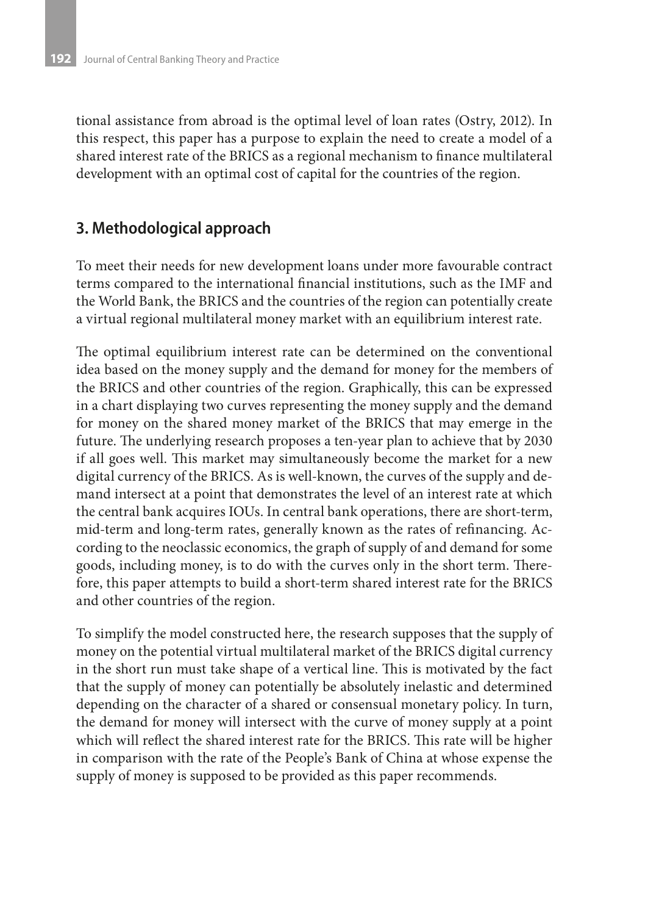tional assistance from abroad is the optimal level of loan rates (Ostry, 2012). In this respect, this paper has a purpose to explain the need to create a model of a shared interest rate of the BRICS as a regional mechanism to finance multilateral development with an optimal cost of capital for the countries of the region.

## 3. Methodological approach

To meet their needs for new development loans under more favourable contract terms compared to the international financial institutions, such as the IMF and the World Bank, the BRICS and the countries of the region can potentially create a virtual regional multilateral money market with an equilibrium interest rate.

The optimal equilibrium interest rate can be determined on the conventional idea based on the money supply and the demand for money for the members of the BRICS and other countries of the region. Graphically, this can be expressed in a chart displaying two curves representing the money supply and the demand for money on the shared money market of the BRICS that may emerge in the future. The underlying research proposes a ten-year plan to achieve that by 2030 if all goes well. This market may simultaneously become the market for a new digital currency of the BRICS. As is well-known, the curves of the supply and demand intersect at a point that demonstrates the level of an interest rate at which the central bank acquires IOUs. In central bank operations, there are short-term, mid-term and long-term rates, generally known as the rates of refinancing. According to the neoclassic economics, the graph of supply of and demand for some goods, including money, is to do with the curves only in the short term. Therefore, this paper attempts to build a short-term shared interest rate for the BRICS and other countries of the region.

To simplify the model constructed here, the research supposes that the supply of money on the potential virtual multilateral market of the BRICS digital currency in the short run must take shape of a vertical line. This is motivated by the fact that the supply of money can potentially be absolutely inelastic and determined depending on the character of a shared or consensual monetary policy. In turn, the demand for money will intersect with the curve of money supply at a point which will reflect the shared interest rate for the BRICS. This rate will be higher in comparison with the rate of the People's Bank of China at whose expense the supply of money is supposed to be provided as this paper recommends.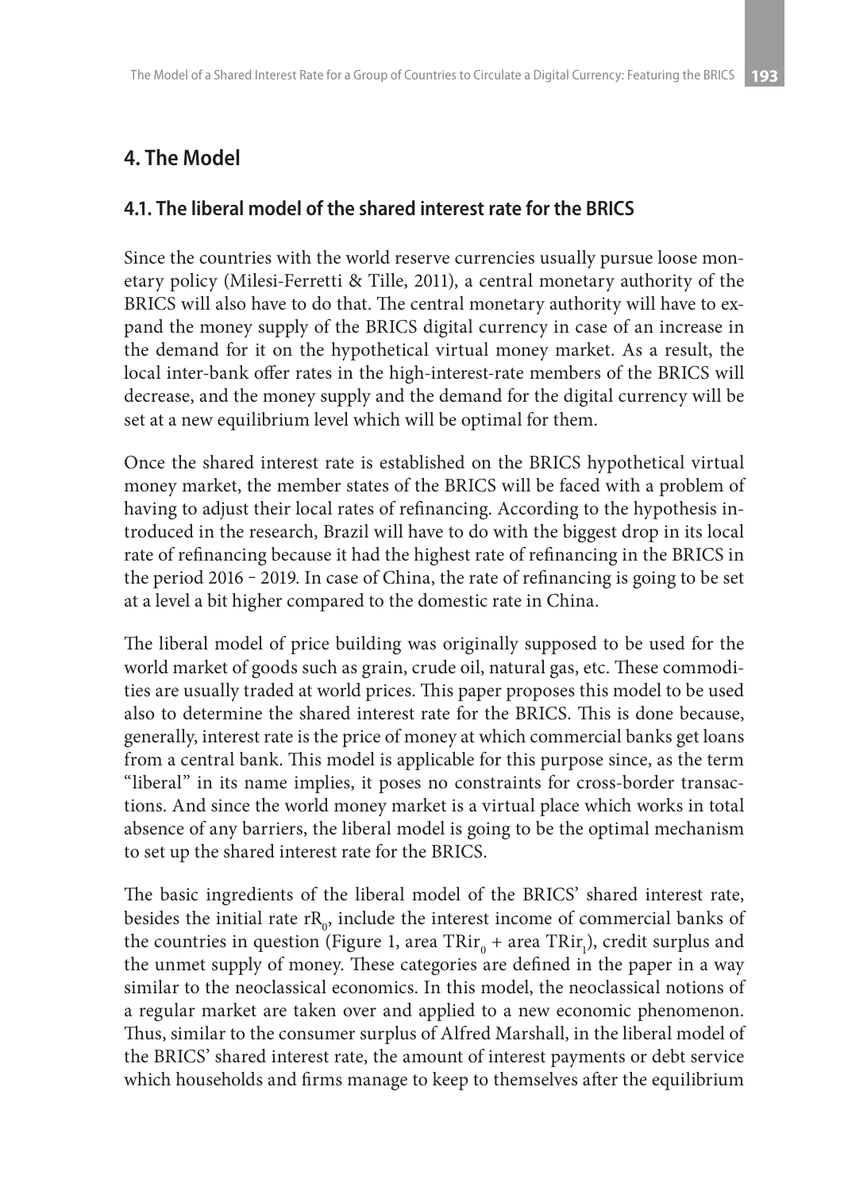## 4. The Model

### 4.1. The liberal model of the shared interest rate for the BRICS

Since the countries with the world reserve currencies usually pursue loose monetary policy (Milesi-Ferretti & Tille, 2011), a central monetary authority of the BRICS will also have to do that. The central monetary authority will have to expand the money supply of the BRICS digital currency in case of an increase in the demand for it on the hypothetical virtual money market. As a result, the local inter-bank offer rates in the high-interest-rate members of the BRICS will decrease, and the money supply and the demand for the digital currency will be set at a new equilibrium level which will be optimal for them.

Once the shared interest rate is established on the BRICS hypothetical virtual money market, the member states of the BRICS will be faced with a problem of having to adjust their local rates of refinancing. According to the hypothesis introduced in the research, Brazil will have to do with the biggest drop in its local rate of refinancing because it had the highest rate of refinancing in the BRICS in the period 2016 - 2019. In case of China, the rate of refinancing is going to be set at a level a bit higher compared to the domestic rate in China.

The liberal model of price building was originally supposed to be used for the world market of goods such as grain, crude oil, natural gas, etc. These commodities are usually traded at world prices. This paper proposes this model to be used also to determine the shared interest rate for the BRICS. This is done because, generally, interest rate is the price of money at which commercial banks get loans from a central bank. This model is applicable for this purpose since, as the term "liberal" in its name implies, it poses no constraints for cross-border transactions. And since the world money market is a virtual place which works in total absence of any barriers, the liberal model is going to be the optimal mechanism to set up the shared interest rate for the BRICS.

The basic ingredients of the liberal model of the BRICS' shared interest rate, besides the initial rate $rR_0$, include the interest income of commercial banks of the countries in question (Figure 1, area $TRir_0$ + area $TRir_1$), credit surplus and the unmet supply of money. These categories are defined in the paper in a way similar to the neoclassical economics. In this model, the neoclassical notions of a regular market are taken over and applied to a new economic phenomenon. Thus, similar to the consumer surplus of Alfred Marshall, in the liberal model of the BRICS' shared interest rate, the amount of interest payments or debt service which households and firms manage to keep to themselves after the equilibrium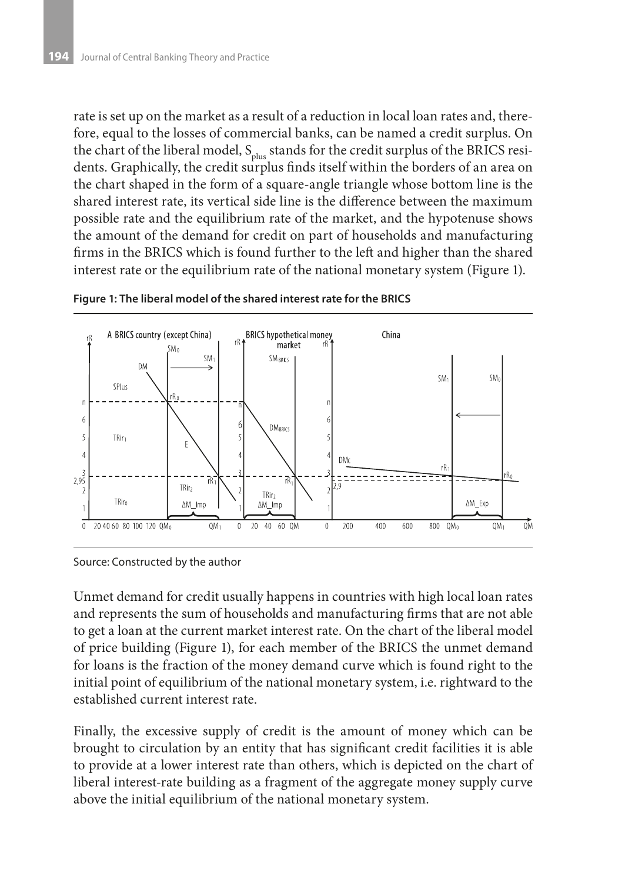rate is set up on the market as a result of a reduction in local loan rates and, therefore, equal to the losses of commercial banks, can be named a credit surplus. On the chart of the liberal model, $S_{plus}$ stands for the credit surplus of the BRICS residents. Graphically, the credit surplus finds itself within the borders of an area on the chart shaped in the form of a square-angle triangle whose bottom line is the shared interest rate, its vertical side line is the difference between the maximum possible rate and the equilibrium rate of the market, and the hypotenuse shows the amount of the demand for credit on part of households and manufacturing firms in the BRICS which is found further to the left and higher than the shared interest rate or the equilibrium rate of the national monetary system (Figure 1).

**Figure 1: The liberal model of the shared interest rate for the BRICS**

Source: Constructed by the author

Unmet demand for credit usually happens in countries with high local loan rates and represents the sum of households and manufacturing firms that are not able to get a loan at the current market interest rate. On the chart of the liberal model of price building (Figure 1), for each member of the BRICS the unmet demand for loans is the fraction of the money demand curve which is found right to the initial point of equilibrium of the national monetary system, i.e. rightward to the established current interest rate.

Finally, the excessive supply of credit is the amount of money which can be brought to circulation by an entity that has significant credit facilities it is able to provide at a lower interest rate than others, which is depicted on the chart of liberal interest-rate building as a fragment of the aggregate money supply curve above the initial equilibrium of the national monetary system.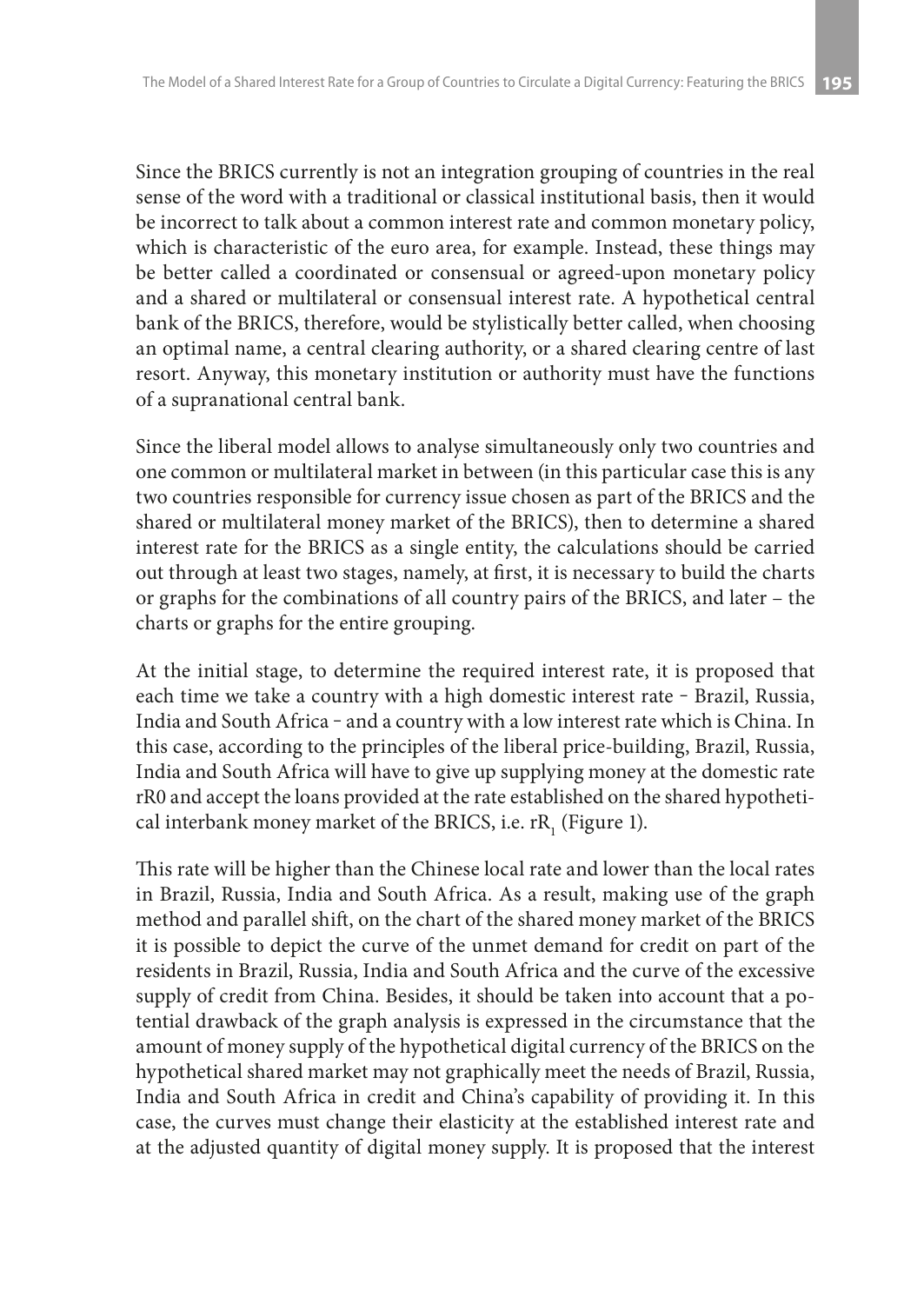Since the BRICS currently is not an integration grouping of countries in the real sense of the word with a traditional or classical institutional basis, then it would be incorrect to talk about a common interest rate and common monetary policy, which is characteristic of the euro area, for example. Instead, these things may be better called a coordinated or consensual or agreed-upon monetary policy and a shared or multilateral or consensual interest rate. A hypothetical central bank of the BRICS, therefore, would be stylistically better called, when choosing an optimal name, a central clearing authority, or a shared clearing centre of last resort. Anyway, this monetary institution or authority must have the functions of a supranational central bank.

Since the liberal model allows to analyse simultaneously only two countries and one common or multilateral market in between (in this particular case this is any two countries responsible for currency issue chosen as part of the BRICS and the shared or multilateral money market of the BRICS), then to determine a shared interest rate for the BRICS as a single entity, the calculations should be carried out through at least two stages, namely, at first, it is necessary to build the charts or graphs for the combinations of all country pairs of the BRICS, and later – the charts or graphs for the entire grouping.

At the initial stage, to determine the required interest rate, it is proposed that each time we take a country with a high domestic interest rate – Brazil, Russia, India and South Africa – and a country with a low interest rate which is China. In this case, according to the principles of the liberal price-building, Brazil, Russia, India and South Africa will have to give up supplying money at the domestic rate rR0 and accept the loans provided at the rate established on the shared hypothetical interbank money market of the BRICS, i.e. $rR_1$ (Figure 1).

This rate will be higher than the Chinese local rate and lower than the local rates in Brazil, Russia, India and South Africa. As a result, making use of the graph method and parallel shift, on the chart of the shared money market of the BRICS it is possible to depict the curve of the unmet demand for credit on part of the residents in Brazil, Russia, India and South Africa and the curve of the excessive supply of credit from China. Besides, it should be taken into account that a potential drawback of the graph analysis is expressed in the circumstance that the amount of money supply of the hypothetical digital currency of the BRICS on the hypothetical shared market may not graphically meet the needs of Brazil, Russia, India and South Africa in credit and China's capability of providing it. In this case, the curves must change their elasticity at the established interest rate and at the adjusted quantity of digital money supply. It is proposed that the interest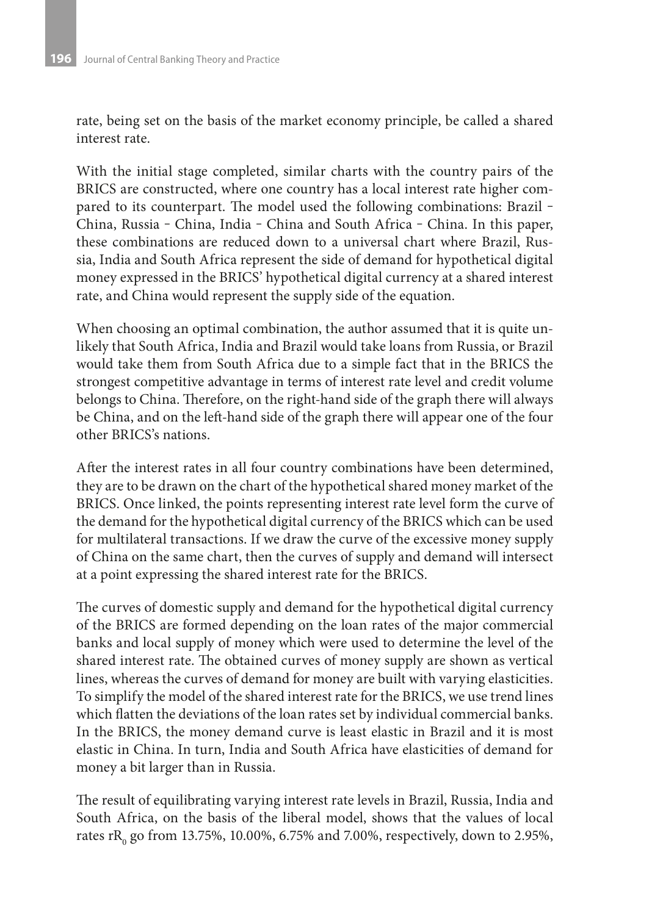rate, being set on the basis of the market economy principle, be called a shared interest rate.

With the initial stage completed, similar charts with the country pairs of the BRICS are constructed, where one country has a local interest rate higher compared to its counterpart. The model used the following combinations: Brazil – China, Russia – China, India – China and South Africa – China. In this paper, these combinations are reduced down to a universal chart where Brazil, Russia, India and South Africa represent the side of demand for hypothetical digital money expressed in the BRICS' hypothetical digital currency at a shared interest rate, and China would represent the supply side of the equation.

When choosing an optimal combination, the author assumed that it is quite unlikely that South Africa, India and Brazil would take loans from Russia, or Brazil would take them from South Africa due to a simple fact that in the BRICS the strongest competitive advantage in terms of interest rate level and credit volume belongs to China. Therefore, on the right-hand side of the graph there will always be China, and on the left-hand side of the graph there will appear one of the four other BRICS's nations.

After the interest rates in all four country combinations have been determined, they are to be drawn on the chart of the hypothetical shared money market of the BRICS. Once linked, the points representing interest rate level form the curve of the demand for the hypothetical digital currency of the BRICS which can be used for multilateral transactions. If we draw the curve of the excessive money supply of China on the same chart, then the curves of supply and demand will intersect at a point expressing the shared interest rate for the BRICS.

The curves of domestic supply and demand for the hypothetical digital currency of the BRICS are formed depending on the loan rates of the major commercial banks and local supply of money which were used to determine the level of the shared interest rate. The obtained curves of money supply are shown as vertical lines, whereas the curves of demand for money are built with varying elasticities. To simplify the model of the shared interest rate for the BRICS, we use trend lines which flatten the deviations of the loan rates set by individual commercial banks. In the BRICS, the money demand curve is least elastic in Brazil and it is most elastic in China. In turn, India and South Africa have elasticities of demand for money a bit larger than in Russia.

The result of equilibrating varying interest rate levels in Brazil, Russia, India and South Africa, on the basis of the liberal model, shows that the values of local rates $rR_0$ go from 13.75%, 10.00%, 6.75% and 7.00%, respectively, down to 2.95%,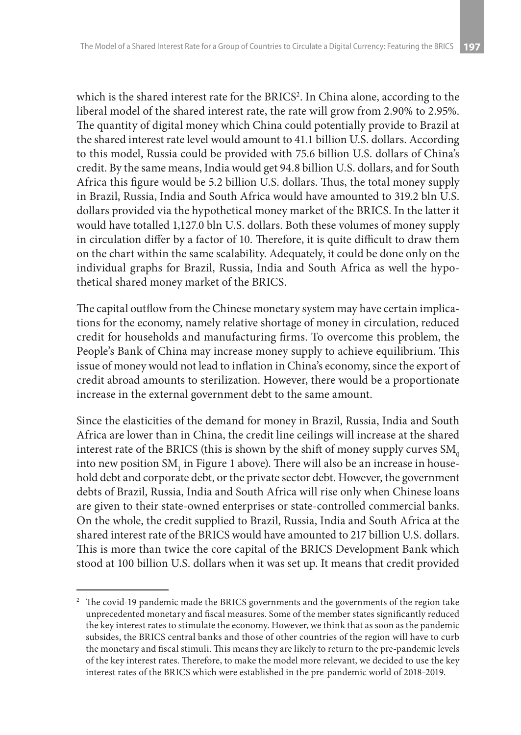which is the shared interest rate for the BRICS[2]. In China alone, according to the liberal model of the shared interest rate, the rate will grow from 2.90% to 2.95%. The quantity of digital money which China could potentially provide to Brazil at the shared interest rate level would amount to 41.1 billion U.S. dollars. According to this model, Russia could be provided with 75.6 billion U.S. dollars of China's credit. By the same means, India would get 94.8 billion U.S. dollars, and for South Africa this figure would be 5.2 billion U.S. dollars. Thus, the total money supply in Brazil, Russia, India and South Africa would have amounted to 319.2 bln U.S. dollars provided via the hypothetical money market of the BRICS. In the latter it would have totalled 1,127.0 bln U.S. dollars. Both these volumes of money supply in circulation differ by a factor of 10. Therefore, it is quite difficult to draw them on the chart within the same scalability. Adequately, it could be done only on the individual graphs for Brazil, Russia, India and South Africa as well the hypothetical shared money market of the BRICS.

The capital outflow from the Chinese monetary system may have certain implications for the economy, namely relative shortage of money in circulation, reduced credit for households and manufacturing firms. To overcome this problem, the People's Bank of China may increase money supply to achieve equilibrium. This issue of money would not lead to inflation in China's economy, since the export of credit abroad amounts to sterilization. However, there would be a proportionate increase in the external government debt to the same amount.

Since the elasticities of the demand for money in Brazil, Russia, India and South Africa are lower than in China, the credit line ceilings will increase at the shared interest rate of the BRICS (this is shown by the shift of money supply curves $SM_0$ into new position $SM_1$ in Figure 1 above). There will also be an increase in household debt and corporate debt, or the private sector debt. However, the government debts of Brazil, Russia, India and South Africa will rise only when Chinese loans are given to their state-owned enterprises or state-controlled commercial banks. On the whole, the credit supplied to Brazil, Russia, India and South Africa at the shared interest rate of the BRICS would have amounted to 217 billion U.S. dollars. This is more than twice the core capital of the BRICS Development Bank which stood at 100 billion U.S. dollars when it was set up. It means that credit provided

[2] The covid-19 pandemic made the BRICS governments and the governments of the region take unprecedented monetary and fiscal measures. Some of the member states significantly reduced the key interest rates to stimulate the economy. However, we think that as soon as the pandemic subsides, the BRICS central banks and those of other countries of the region will have to curb the monetary and fiscal stimuli. This means they are likely to return to the pre-pandemic levels of the key interest rates. Therefore, to make the model more relevant, we decided to use the key interest rates of the BRICS which were established in the pre-pandemic world of 2018-2019.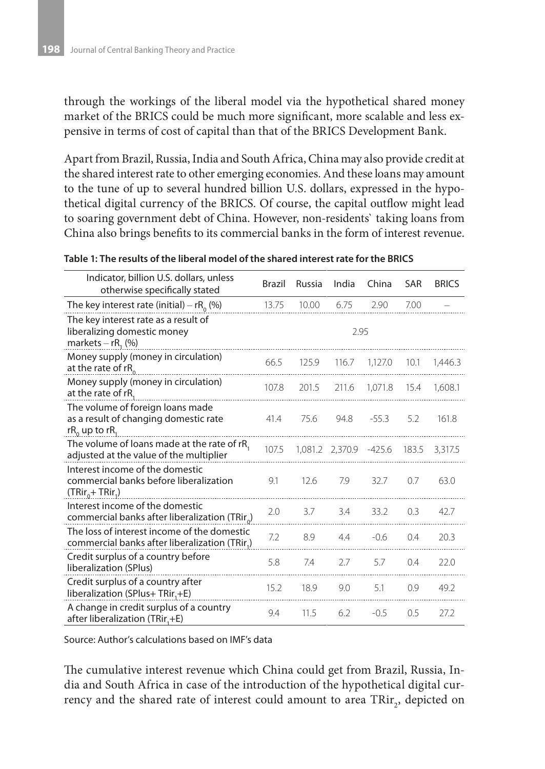through the workings of the liberal model via the hypothetical shared money market of the BRICS could be much more significant, more scalable and less expensive in terms of cost of capital than that of the BRICS Development Bank.

Apart from Brazil, Russia, India and South Africa, China may also provide credit at the shared interest rate to other emerging economies. And these loans may amount to the tune of up to several hundred billion U.S. dollars, expressed in the hypothetical digital currency of the BRICS. Of course, the capital outflow might lead to soaring government debt of China. However, non-residents` taking loans from China also brings benefits to its commercial banks in the form of interest revenue.

**Table 1: The results of the liberal model of the shared interest rate for the BRICS**

| Indicator, billion U.S. dollars, unless otherwise specifically stated | Brazil | Russia | India | China | SAR | BRICS |
|---|---|---|---|---|---|---|
| The key interest rate (initial) – $rR_0$ (%) | 13.75 | 10.00 | 6.75 | 2.90 | 7.00 | – |
| The key interest rate as a result of liberalizing domestic money markets – $rR_1$ (%) | 2.95 | | | | | |
| Money supply (money in circulation) at the rate of $rR_0$ | 66.5 | 125.9 | 116.7 | 1,127.0 | 10.1 | 1,446.3 |
| Money supply (money in circulation) at the rate of $rR_1$ | 107.8 | 201.5 | 211.6 | 1,071.8 | 15.4 | 1,608.1 |
| The volume of foreign loans made as a result of changing domestic rate $rR_0$ up to $rR_1$ | 41.4 | 75.6 | 94.8 | -55.3 | 5.2 | 161.8 |
| The volume of loans made at the rate of $rR_1$ adjusted at the value of the multiplier | 107.5 | 1,081.2 | 2,370.9 | -425.6 | 183.5 | 3,317.5 |
| Interest income of the domestic commercial banks before liberalization ($TRir_0$+ $TRir_1$) | 9.1 | 12.6 | 7.9 | 32.7 | 0.7 | 63.0 |
| Interest income of the domestic commercial banks after liberalization ($TRir_0$) | 2.0 | 3.7 | 3.4 | 33.2 | 0.3 | 42.7 |
| The loss of interest income of the domestic commercial banks after liberalization ($TRir_1$) | 7.2 | 8.9 | 4.4 | -0.6 | 0.4 | 20.3 |
| Credit surplus of a country before liberalization (SPlus) | 5.8 | 7.4 | 2.7 | 5.7 | 0.4 | 22.0 |
| Credit surplus of a country after liberalization (SPlus+ $TRir_1$+E) | 15.2 | 18.9 | 9.0 | 5.1 | 0.9 | 49.2 |
| A change in credit surplus of a country after liberalization ($TRir_1$+E) | 9.4 | 11.5 | 6.2 | -0.5 | 0.5 | 27.2 |

Source: Author's calculations based on IMF's data

The cumulative interest revenue which China could get from Brazil, Russia, India and South Africa in case of the introduction of the hypothetical digital currency and the shared rate of interest could amount to area $TRir_2$, depicted on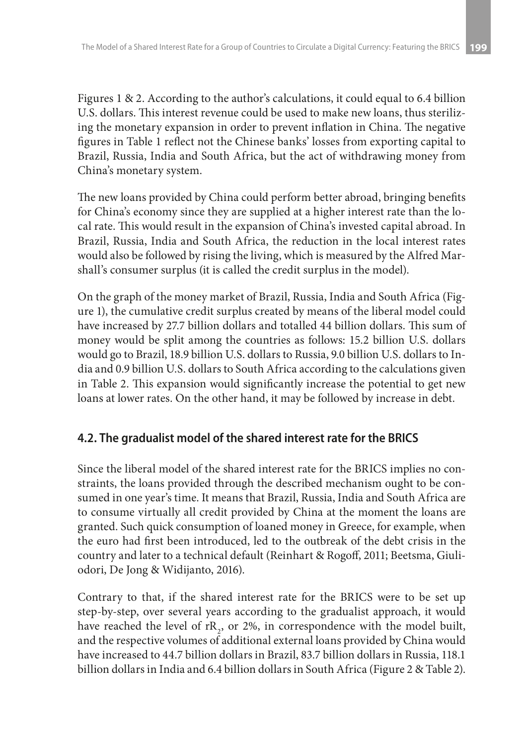Figures 1 & 2. According to the author's calculations, it could equal to 6.4 billion U.S. dollars. This interest revenue could be used to make new loans, thus sterilizing the monetary expansion in order to prevent inflation in China. The negative figures in Table 1 reflect not the Chinese banks' losses from exporting capital to Brazil, Russia, India and South Africa, but the act of withdrawing money from China's monetary system.

The new loans provided by China could perform better abroad, bringing benefits for China's economy since they are supplied at a higher interest rate than the local rate. This would result in the expansion of China's invested capital abroad. In Brazil, Russia, India and South Africa, the reduction in the local interest rates would also be followed by rising the living, which is measured by the Alfred Marshall's consumer surplus (it is called the credit surplus in the model).

On the graph of the money market of Brazil, Russia, India and South Africa (Figure 1), the cumulative credit surplus created by means of the liberal model could have increased by 27.7 billion dollars and totalled 44 billion dollars. This sum of money would be split among the countries as follows: 15.2 billion U.S. dollars would go to Brazil, 18.9 billion U.S. dollars to Russia, 9.0 billion U.S. dollars to India and 0.9 billion U.S. dollars to South Africa according to the calculations given in Table 2. This expansion would significantly increase the potential to get new loans at lower rates. On the other hand, it may be followed by increase in debt.

## 4.2. The gradualist model of the shared interest rate for the BRICS

Since the liberal model of the shared interest rate for the BRICS implies no constraints, the loans provided through the described mechanism ought to be consumed in one year's time. It means that Brazil, Russia, India and South Africa are to consume virtually all credit provided by China at the moment the loans are granted. Such quick consumption of loaned money in Greece, for example, when the euro had first been introduced, led to the outbreak of the debt crisis in the country and later to a technical default (Reinhart & Rogoff, 2011; Beetsma, Giuliodori, De Jong & Widijanto, 2016).

Contrary to that, if the shared interest rate for the BRICS were to be set up step-by-step, over several years according to the gradualist approach, it would have reached the level of $rR_2$, or 2%, in correspondence with the model built, and the respective volumes of additional external loans provided by China would have increased to 44.7 billion dollars in Brazil, 83.7 billion dollars in Russia, 118.1 billion dollars in India and 6.4 billion dollars in South Africa (Figure 2 & Table 2).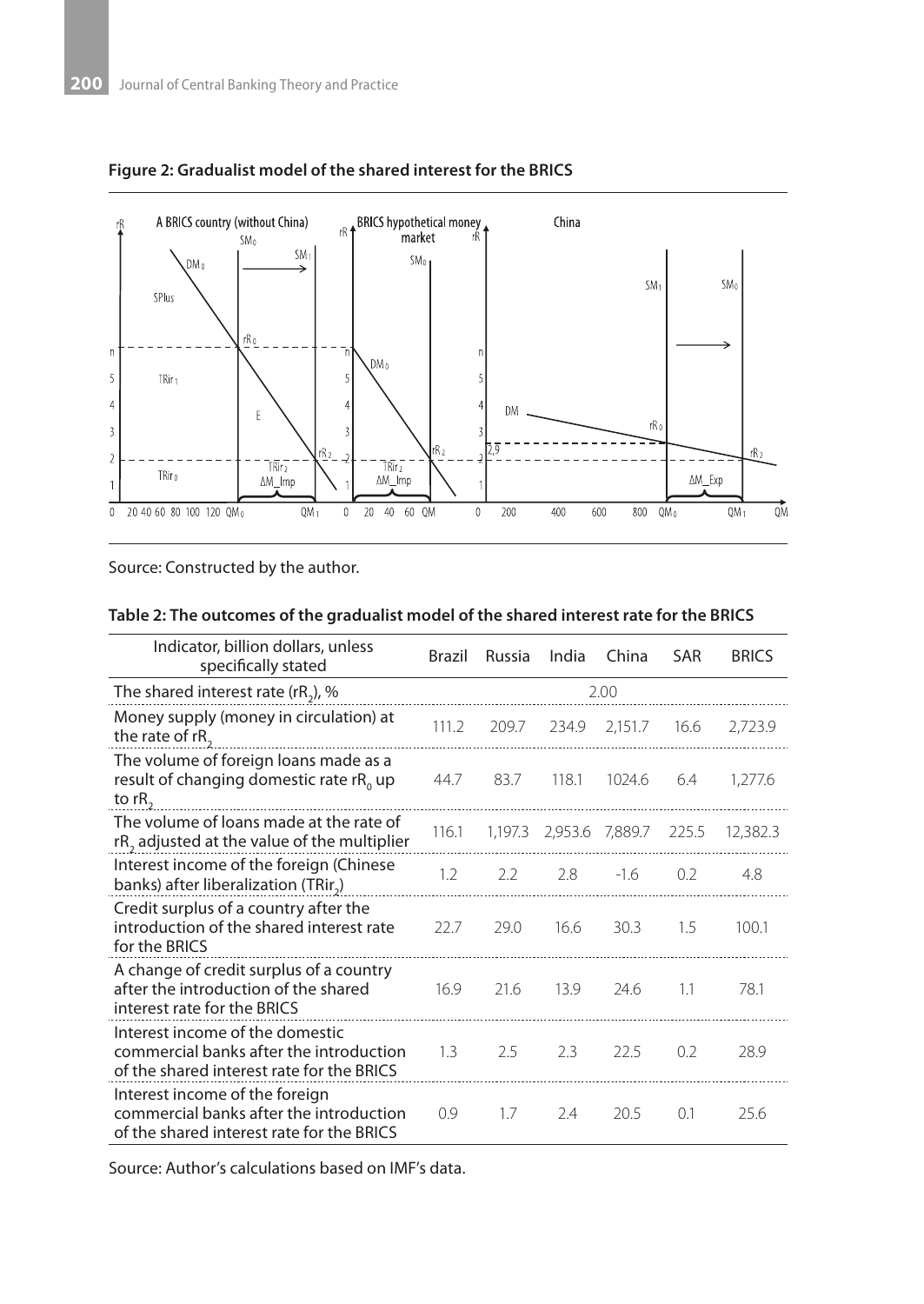**Figure 2: Gradualist model of the shared interest for the BRICS**

Source: Constructed by the author.

**Table 2: The outcomes of the gradualist model of the shared interest rate for the BRICS**

| Indicator, billion dollars, unless specifically stated | Brazil | Russia | India | China | SAR | BRICS |
|---|---|---|---|---|---|---|
| The shared interest rate ($rR_2$), % | | | 2.00 | | | |
| Money supply (money in circulation) at the rate of $rR_2$ | 111.2 | 209.7 | 234.9 | 2,151.7 | 16.6 | 2,723.9 |
| The volume of foreign loans made as a result of changing domestic rate $rR_0$ up to $rR_2$ | 44.7 | 83.7 | 118.1 | 1024.6 | 6.4 | 1,277.6 |
| The volume of loans made at the rate of $rR_2$ adjusted at the value of the multiplier | 116.1 | 1,197.3 | 2,953.6 | 7,889.7 | 225.5 | 12,382.3 |
| Interest income of the foreign (Chinese banks) after liberalization ($TRir_2$) | 1.2 | 2.2 | 2.8 | -1.6 | 0.2 | 4.8 |
| Credit surplus of a country after the introduction of the shared interest rate for the BRICS | 22.7 | 29.0 | 16.6 | 30.3 | 1.5 | 100.1 |
| A change of credit surplus of a country after the introduction of the shared interest rate for the BRICS | 16.9 | 21.6 | 13.9 | 24.6 | 1.1 | 78.1 |
| Interest income of the domestic commercial banks after the introduction of the shared interest rate for the BRICS | 1.3 | 2.5 | 2.3 | 22.5 | 0.2 | 28.9 |
| Interest income of the foreign commercial banks after the introduction of the shared interest rate for the BRICS | 0.9 | 1.7 | 2.4 | 20.5 | 0.1 | 25.6 |

Source: Author's calculations based on IMF's data.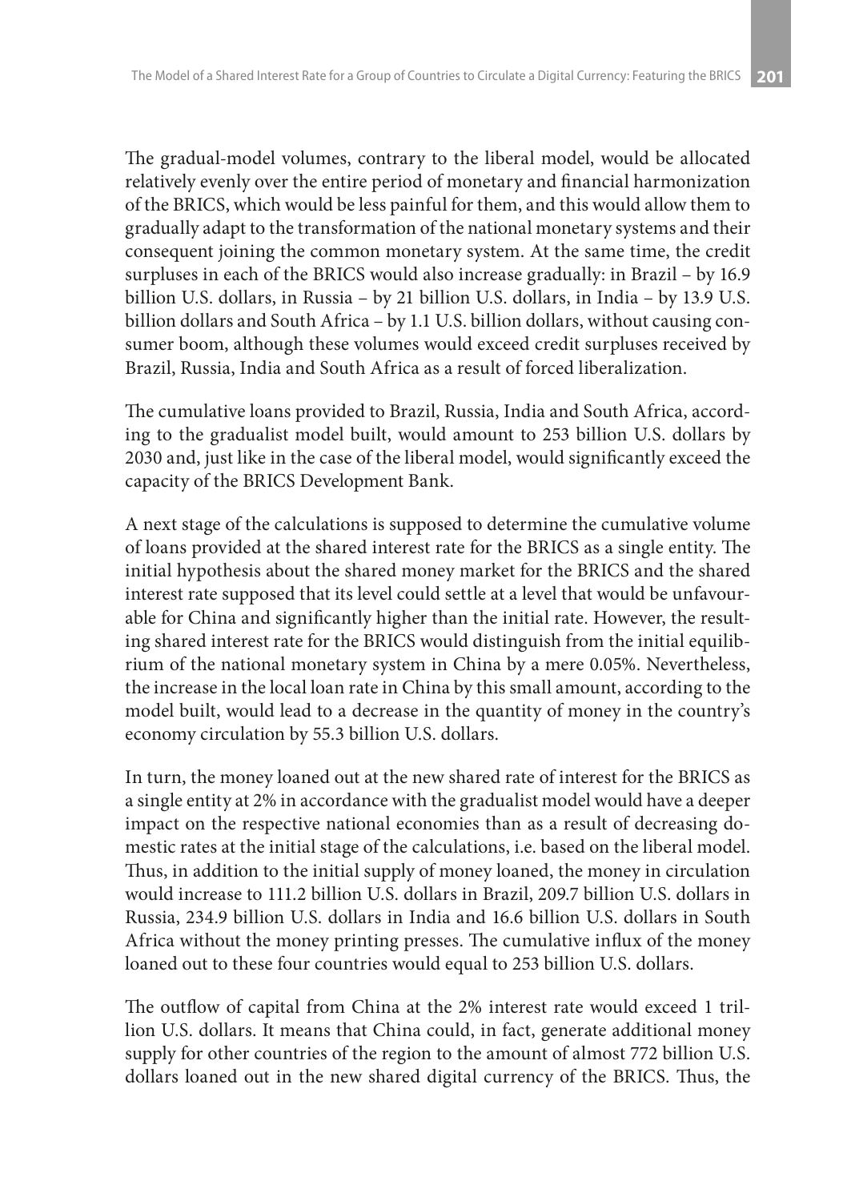The gradual-model volumes, contrary to the liberal model, would be allocated relatively evenly over the entire period of monetary and financial harmonization of the BRICS, which would be less painful for them, and this would allow them to gradually adapt to the transformation of the national monetary systems and their consequent joining the common monetary system. At the same time, the credit surpluses in each of the BRICS would also increase gradually: in Brazil – by 16.9 billion U.S. dollars, in Russia – by 21 billion U.S. dollars, in India – by 13.9 U.S. billion dollars and South Africa – by 1.1 U.S. billion dollars, without causing consumer boom, although these volumes would exceed credit surpluses received by Brazil, Russia, India and South Africa as a result of forced liberalization.

The cumulative loans provided to Brazil, Russia, India and South Africa, according to the gradualist model built, would amount to 253 billion U.S. dollars by 2030 and, just like in the case of the liberal model, would significantly exceed the capacity of the BRICS Development Bank.

A next stage of the calculations is supposed to determine the cumulative volume of loans provided at the shared interest rate for the BRICS as a single entity. The initial hypothesis about the shared money market for the BRICS and the shared interest rate supposed that its level could settle at a level that would be unfavourable for China and significantly higher than the initial rate. However, the resulting shared interest rate for the BRICS would distinguish from the initial equilibrium of the national monetary system in China by a mere 0.05%. Nevertheless, the increase in the local loan rate in China by this small amount, according to the model built, would lead to a decrease in the quantity of money in the country's economy circulation by 55.3 billion U.S. dollars.

In turn, the money loaned out at the new shared rate of interest for the BRICS as a single entity at 2% in accordance with the gradualist model would have a deeper impact on the respective national economies than as a result of decreasing domestic rates at the initial stage of the calculations, i.e. based on the liberal model. Thus, in addition to the initial supply of money loaned, the money in circulation would increase to 111.2 billion U.S. dollars in Brazil, 209.7 billion U.S. dollars in Russia, 234.9 billion U.S. dollars in India and 16.6 billion U.S. dollars in South Africa without the money printing presses. The cumulative influx of the money loaned out to these four countries would equal to 253 billion U.S. dollars.

The outflow of capital from China at the 2% interest rate would exceed 1 trillion U.S. dollars. It means that China could, in fact, generate additional money supply for other countries of the region to the amount of almost 772 billion U.S. dollars loaned out in the new shared digital currency of the BRICS. Thus, the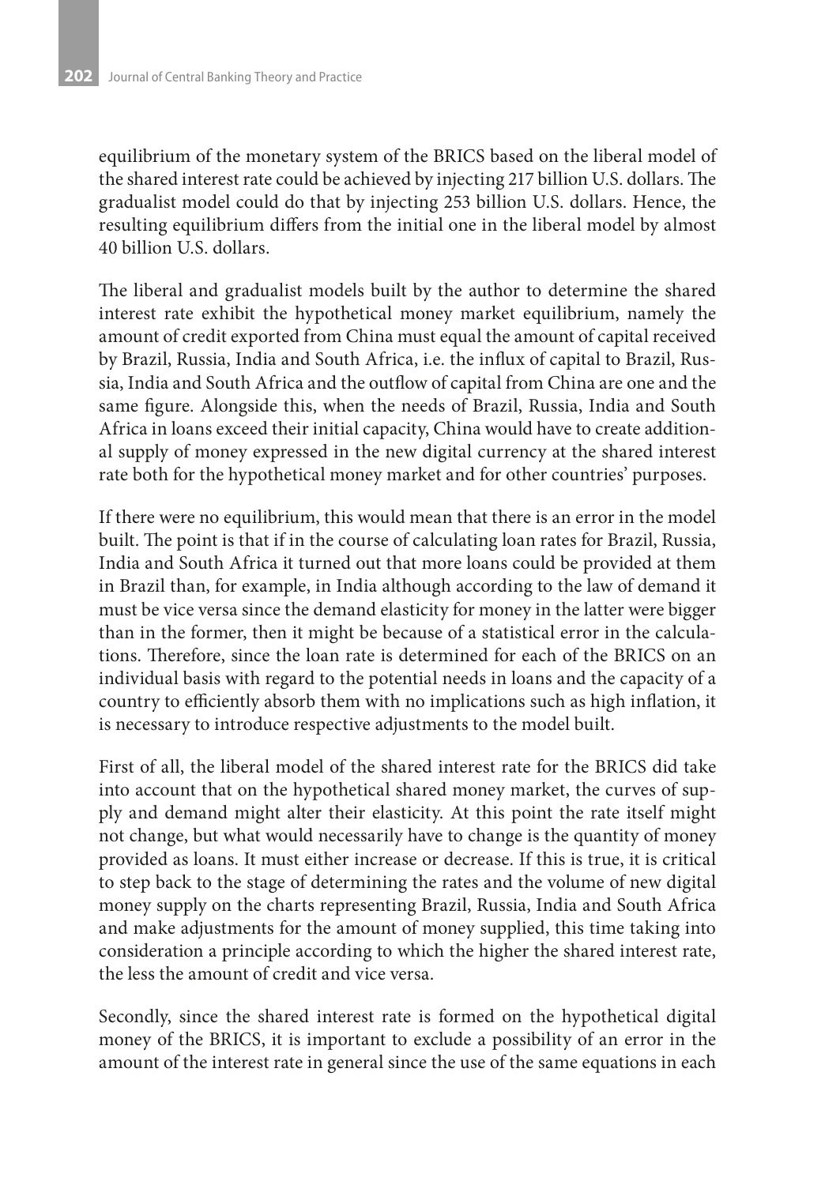equilibrium of the monetary system of the BRICS based on the liberal model of the shared interest rate could be achieved by injecting 217 billion U.S. dollars. The gradualist model could do that by injecting 253 billion U.S. dollars. Hence, the resulting equilibrium differs from the initial one in the liberal model by almost 40 billion U.S. dollars.

The liberal and gradualist models built by the author to determine the shared interest rate exhibit the hypothetical money market equilibrium, namely the amount of credit exported from China must equal the amount of capital received by Brazil, Russia, India and South Africa, i.e. the influx of capital to Brazil, Russia, India and South Africa and the outflow of capital from China are one and the same figure. Alongside this, when the needs of Brazil, Russia, India and South Africa in loans exceed their initial capacity, China would have to create additional supply of money expressed in the new digital currency at the shared interest rate both for the hypothetical money market and for other countries' purposes.

If there were no equilibrium, this would mean that there is an error in the model built. The point is that if in the course of calculating loan rates for Brazil, Russia, India and South Africa it turned out that more loans could be provided at them in Brazil than, for example, in India although according to the law of demand it must be vice versa since the demand elasticity for money in the latter were bigger than in the former, then it might be because of a statistical error in the calculations. Therefore, since the loan rate is determined for each of the BRICS on an individual basis with regard to the potential needs in loans and the capacity of a country to efficiently absorb them with no implications such as high inflation, it is necessary to introduce respective adjustments to the model built.

First of all, the liberal model of the shared interest rate for the BRICS did take into account that on the hypothetical shared money market, the curves of supply and demand might alter their elasticity. At this point the rate itself might not change, but what would necessarily have to change is the quantity of money provided as loans. It must either increase or decrease. If this is true, it is critical to step back to the stage of determining the rates and the volume of new digital money supply on the charts representing Brazil, Russia, India and South Africa and make adjustments for the amount of money supplied, this time taking into consideration a principle according to which the higher the shared interest rate, the less the amount of credit and vice versa.

Secondly, since the shared interest rate is formed on the hypothetical digital money of the BRICS, it is important to exclude a possibility of an error in the amount of the interest rate in general since the use of the same equations in each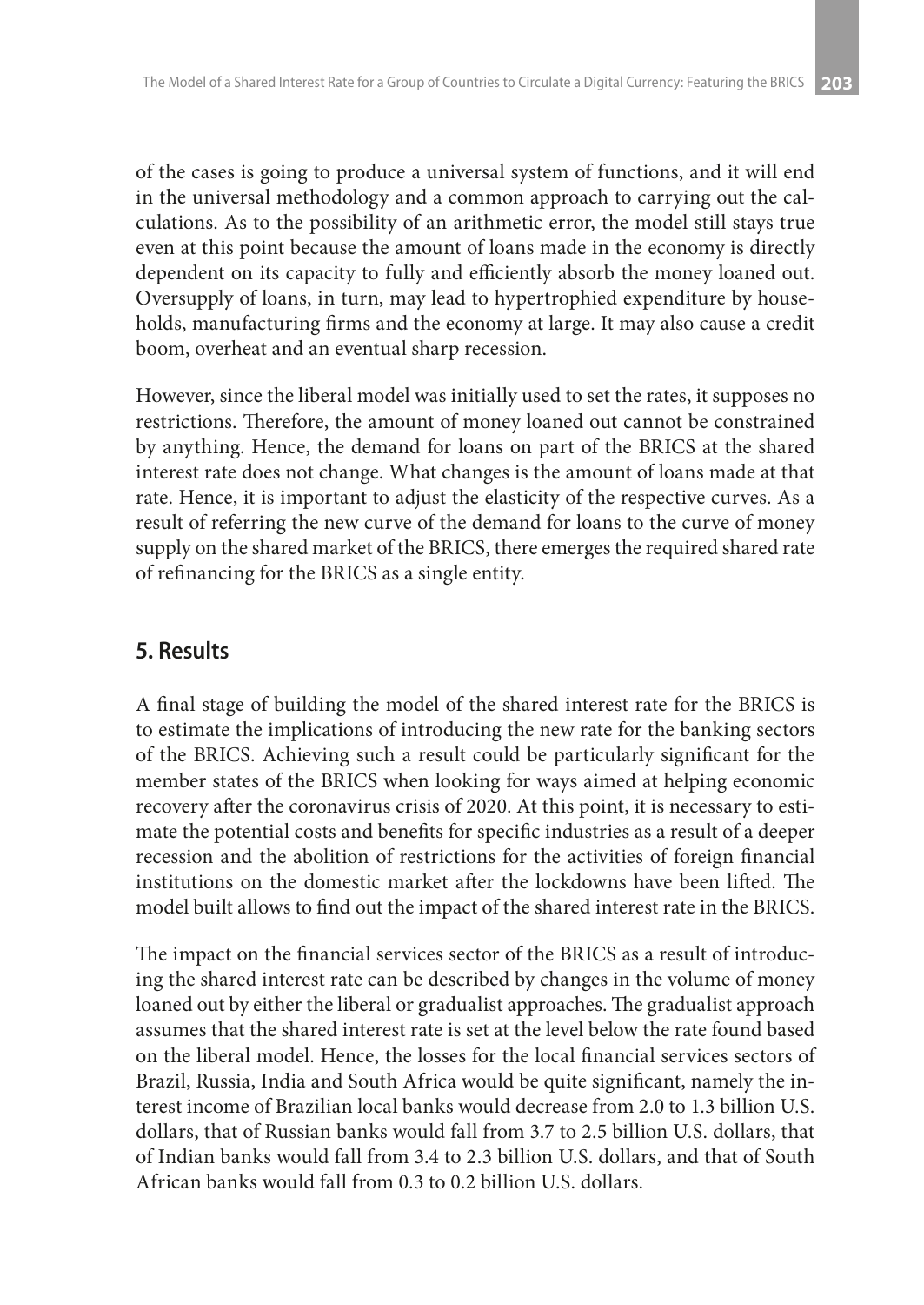of the cases is going to produce a universal system of functions, and it will end in the universal methodology and a common approach to carrying out the calculations. As to the possibility of an arithmetic error, the model still stays true even at this point because the amount of loans made in the economy is directly dependent on its capacity to fully and efficiently absorb the money loaned out. Oversupply of loans, in turn, may lead to hypertrophied expenditure by households, manufacturing firms and the economy at large. It may also cause a credit boom, overheat and an eventual sharp recession.

However, since the liberal model was initially used to set the rates, it supposes no restrictions. Therefore, the amount of money loaned out cannot be constrained by anything. Hence, the demand for loans on part of the BRICS at the shared interest rate does not change. What changes is the amount of loans made at that rate. Hence, it is important to adjust the elasticity of the respective curves. As a result of referring the new curve of the demand for loans to the curve of money supply on the shared market of the BRICS, there emerges the required shared rate of refinancing for the BRICS as a single entity.

## 5. Results

A final stage of building the model of the shared interest rate for the BRICS is to estimate the implications of introducing the new rate for the banking sectors of the BRICS. Achieving such a result could be particularly significant for the member states of the BRICS when looking for ways aimed at helping economic recovery after the coronavirus crisis of 2020. At this point, it is necessary to estimate the potential costs and benefits for specific industries as a result of a deeper recession and the abolition of restrictions for the activities of foreign financial institutions on the domestic market after the lockdowns have been lifted. The model built allows to find out the impact of the shared interest rate in the BRICS.

The impact on the financial services sector of the BRICS as a result of introducing the shared interest rate can be described by changes in the volume of money loaned out by either the liberal or gradualist approaches. The gradualist approach assumes that the shared interest rate is set at the level below the rate found based on the liberal model. Hence, the losses for the local financial services sectors of Brazil, Russia, India and South Africa would be quite significant, namely the interest income of Brazilian local banks would decrease from 2.0 to 1.3 billion U.S. dollars, that of Russian banks would fall from 3.7 to 2.5 billion U.S. dollars, that of Indian banks would fall from 3.4 to 2.3 billion U.S. dollars, and that of South African banks would fall from 0.3 to 0.2 billion U.S. dollars.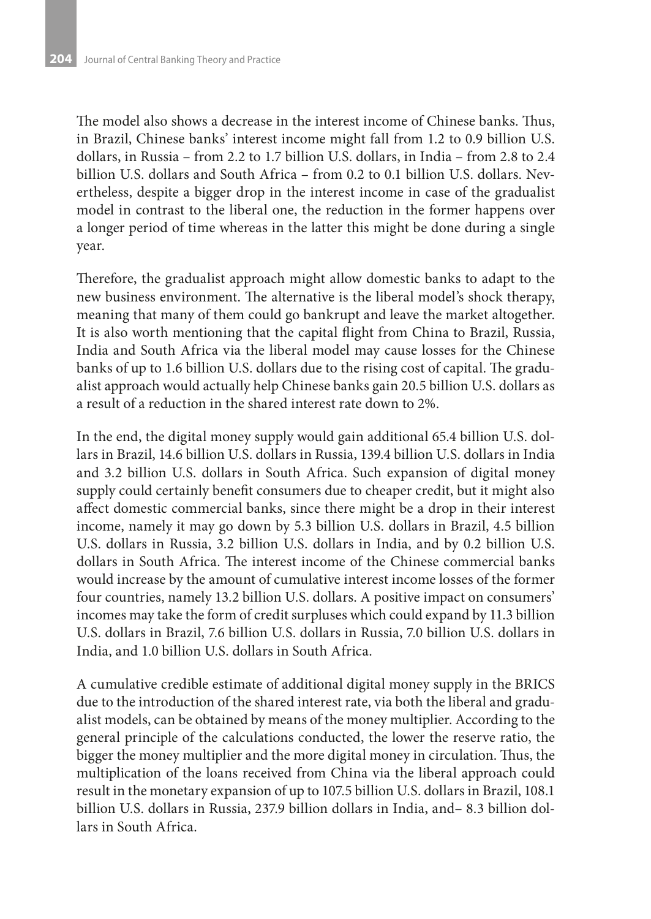The model also shows a decrease in the interest income of Chinese banks. Thus, in Brazil, Chinese banks' interest income might fall from 1.2 to 0.9 billion U.S. dollars, in Russia – from 2.2 to 1.7 billion U.S. dollars, in India – from 2.8 to 2.4 billion U.S. dollars and South Africa – from 0.2 to 0.1 billion U.S. dollars. Nevertheless, despite a bigger drop in the interest income in case of the gradualist model in contrast to the liberal one, the reduction in the former happens over a longer period of time whereas in the latter this might be done during a single year.

Therefore, the gradualist approach might allow domestic banks to adapt to the new business environment. The alternative is the liberal model's shock therapy, meaning that many of them could go bankrupt and leave the market altogether. It is also worth mentioning that the capital flight from China to Brazil, Russia, India and South Africa via the liberal model may cause losses for the Chinese banks of up to 1.6 billion U.S. dollars due to the rising cost of capital. The gradualist approach would actually help Chinese banks gain 20.5 billion U.S. dollars as a result of a reduction in the shared interest rate down to 2%.

In the end, the digital money supply would gain additional 65.4 billion U.S. dollars in Brazil, 14.6 billion U.S. dollars in Russia, 139.4 billion U.S. dollars in India and 3.2 billion U.S. dollars in South Africa. Such expansion of digital money supply could certainly benefit consumers due to cheaper credit, but it might also affect domestic commercial banks, since there might be a drop in their interest income, namely it may go down by 5.3 billion U.S. dollars in Brazil, 4.5 billion U.S. dollars in Russia, 3.2 billion U.S. dollars in India, and by 0.2 billion U.S. dollars in South Africa. The interest income of the Chinese commercial banks would increase by the amount of cumulative interest income losses of the former four countries, namely 13.2 billion U.S. dollars. A positive impact on consumers' incomes may take the form of credit surpluses which could expand by 11.3 billion U.S. dollars in Brazil, 7.6 billion U.S. dollars in Russia, 7.0 billion U.S. dollars in India, and 1.0 billion U.S. dollars in South Africa.

A cumulative credible estimate of additional digital money supply in the BRICS due to the introduction of the shared interest rate, via both the liberal and gradualist models, can be obtained by means of the money multiplier. According to the general principle of the calculations conducted, the lower the reserve ratio, the bigger the money multiplier and the more digital money in circulation. Thus, the multiplication of the loans received from China via the liberal approach could result in the monetary expansion of up to 107.5 billion U.S. dollars in Brazil, 108.1 billion U.S. dollars in Russia, 237.9 billion dollars in India, and– 8.3 billion dollars in South Africa.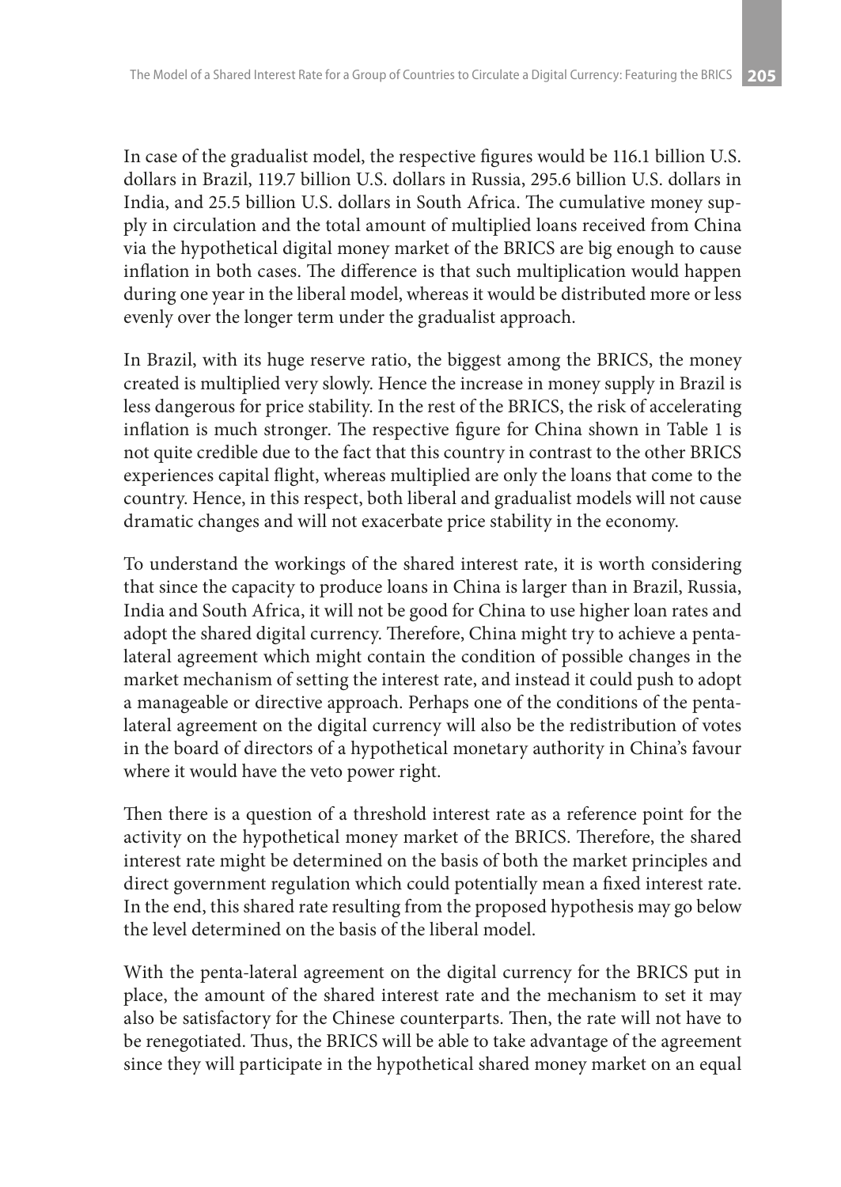In case of the gradualist model, the respective figures would be 116.1 billion U.S. dollars in Brazil, 119.7 billion U.S. dollars in Russia, 295.6 billion U.S. dollars in India, and 25.5 billion U.S. dollars in South Africa. The cumulative money supply in circulation and the total amount of multiplied loans received from China via the hypothetical digital money market of the BRICS are big enough to cause inflation in both cases. The difference is that such multiplication would happen during one year in the liberal model, whereas it would be distributed more or less evenly over the longer term under the gradualist approach.

In Brazil, with its huge reserve ratio, the biggest among the BRICS, the money created is multiplied very slowly. Hence the increase in money supply in Brazil is less dangerous for price stability. In the rest of the BRICS, the risk of accelerating inflation is much stronger. The respective figure for China shown in Table 1 is not quite credible due to the fact that this country in contrast to the other BRICS experiences capital flight, whereas multiplied are only the loans that come to the country. Hence, in this respect, both liberal and gradualist models will not cause dramatic changes and will not exacerbate price stability in the economy.

To understand the workings of the shared interest rate, it is worth considering that since the capacity to produce loans in China is larger than in Brazil, Russia, India and South Africa, it will not be good for China to use higher loan rates and adopt the shared digital currency. Therefore, China might try to achieve a penta-lateral agreement which might contain the condition of possible changes in the market mechanism of setting the interest rate, and instead it could push to adopt a manageable or directive approach. Perhaps one of the conditions of the penta-lateral agreement on the digital currency will also be the redistribution of votes in the board of directors of a hypothetical monetary authority in China's favour where it would have the veto power right.

Then there is a question of a threshold interest rate as a reference point for the activity on the hypothetical money market of the BRICS. Therefore, the shared interest rate might be determined on the basis of both the market principles and direct government regulation which could potentially mean a fixed interest rate. In the end, this shared rate resulting from the proposed hypothesis may go below the level determined on the basis of the liberal model.

With the penta-lateral agreement on the digital currency for the BRICS put in place, the amount of the shared interest rate and the mechanism to set it may also be satisfactory for the Chinese counterparts. Then, the rate will not have to be renegotiated. Thus, the BRICS will be able to take advantage of the agreement since they will participate in the hypothetical shared money market on an equal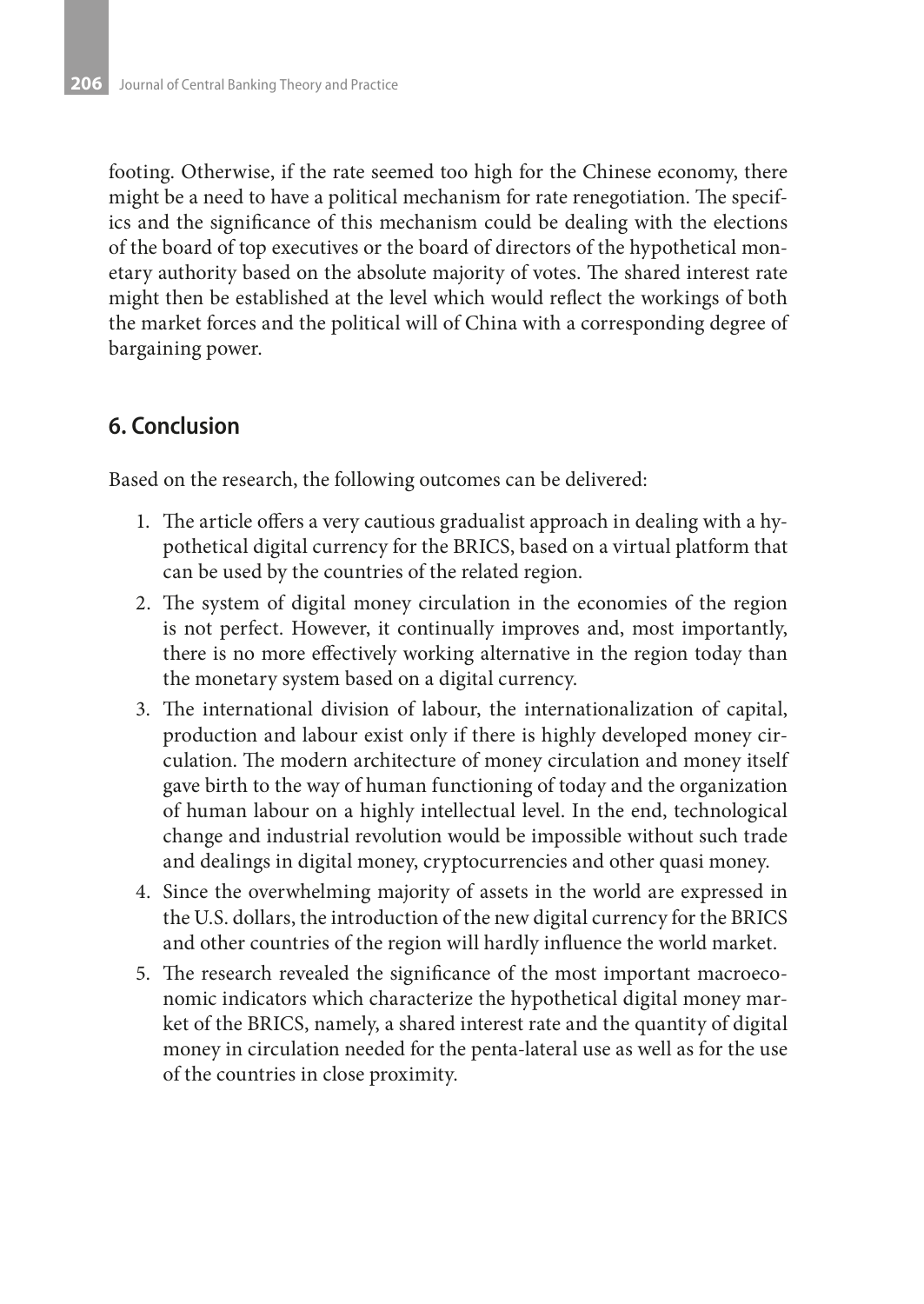footing. Otherwise, if the rate seemed too high for the Chinese economy, there might be a need to have a political mechanism for rate renegotiation. The specifics and the significance of this mechanism could be dealing with the elections of the board of top executives or the board of directors of the hypothetical monetary authority based on the absolute majority of votes. The shared interest rate might then be established at the level which would reflect the workings of both the market forces and the political will of China with a corresponding degree of bargaining power.

## 6. Conclusion

Based on the research, the following outcomes can be delivered:

1. The article offers a very cautious gradualist approach in dealing with a hypothetical digital currency for the BRICS, based on a virtual platform that can be used by the countries of the related region.
2. The system of digital money circulation in the economies of the region is not perfect. However, it continually improves and, most importantly, there is no more effectively working alternative in the region today than the monetary system based on a digital currency.
3. The international division of labour, the internationalization of capital, production and labour exist only if there is highly developed money circulation. The modern architecture of money circulation and money itself gave birth to the way of human functioning of today and the organization of human labour on a highly intellectual level. In the end, technological change and industrial revolution would be impossible without such trade and dealings in digital money, cryptocurrencies and other quasi money.
4. Since the overwhelming majority of assets in the world are expressed in the U.S. dollars, the introduction of the new digital currency for the BRICS and other countries of the region will hardly influence the world market.
5. The research revealed the significance of the most important macroeconomic indicators which characterize the hypothetical digital money market of the BRICS, namely, a shared interest rate and the quantity of digital money in circulation needed for the penta-lateral use as well as for the use of the countries in close proximity.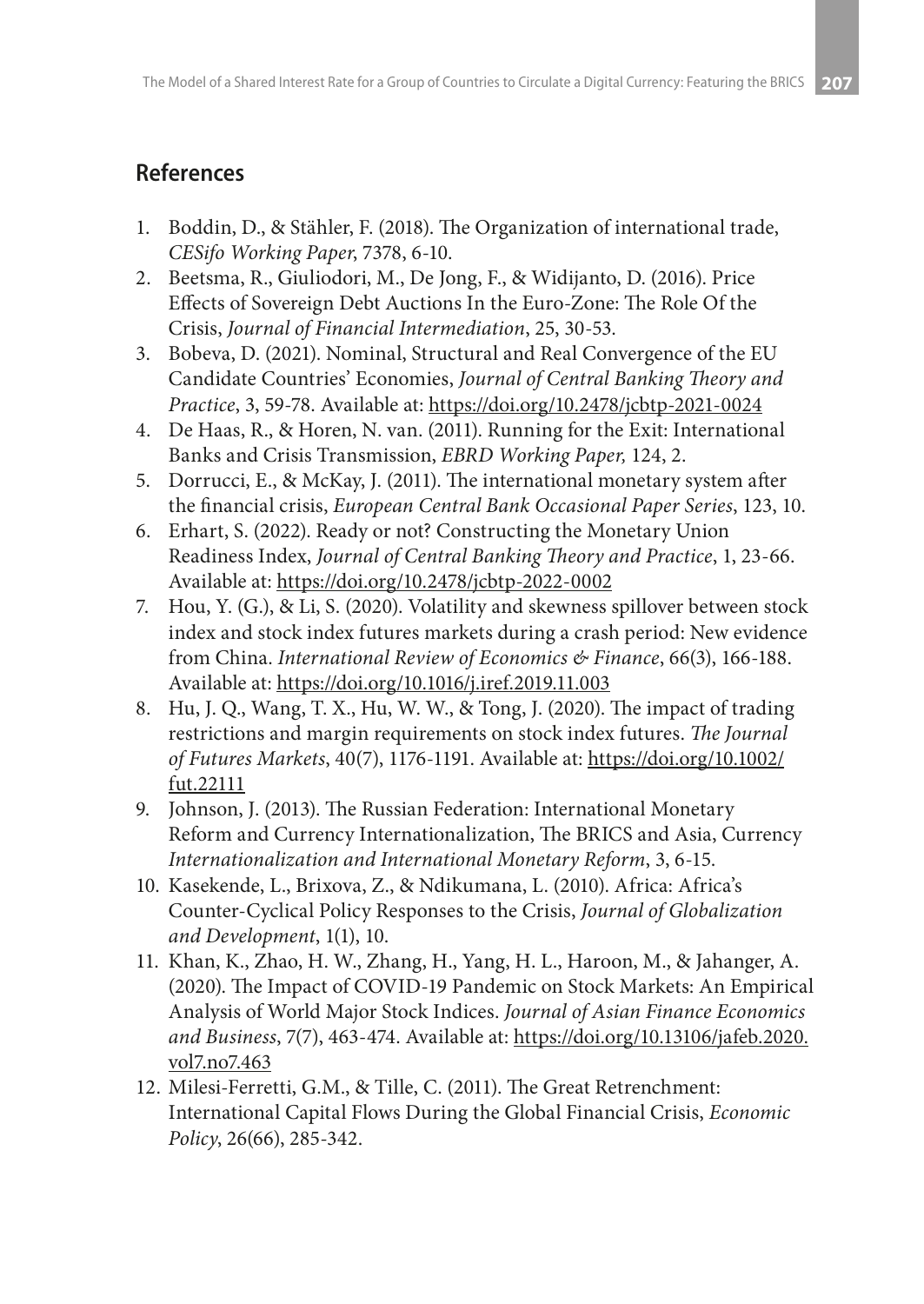## References

1. Boddin, D., & Stähler, F. (2018). The Organization of international trade, *CESifo Working Paper*, 7378, 6-10.
2. Beetsma, R., Giuliodori, M., De Jong, F., & Widijanto, D. (2016). Price Effects of Sovereign Debt Auctions In the Euro-Zone: The Role Of the Crisis, *Journal of Financial Intermediation*, 25, 30-53.
3. Bobeva, D. (2021). Nominal, Structural and Real Convergence of the EU Candidate Countries' Economies, *Journal of Central Banking Theory and Practice*, 3, 59-78. Available at: https://doi.org/10.2478/jcbtp-2021-0024
4. De Haas, R., & Horen, N. van. (2011). Running for the Exit: International Banks and Crisis Transmission, *EBRD Working Paper,* 124, 2.
5. Dorrucci, E., & McKay, J. (2011). The international monetary system after the financial crisis, *European Central Bank Occasional Paper Series*, 123, 10.
6. Erhart, S. (2022). Ready or not? Constructing the Monetary Union Readiness Index, *Journal of Central Banking Theory and Practice*, 1, 23-66. Available at: https://doi.org/10.2478/jcbtp-2022-0002
7. Hou, Y. (G.), & Li, S. (2020). Volatility and skewness spillover between stock index and stock index futures markets during a crash period: New evidence from China. *International Review of Economics & Finance*, 66(3), 166-188. Available at: https://doi.org/10.1016/j.iref.2019.11.003
8. Hu, J. Q., Wang, T. X., Hu, W. W., & Tong, J. (2020). The impact of trading restrictions and margin requirements on stock index futures. *The Journal of Futures Markets*, 40(7), 1176-1191. Available at: https://doi.org/10.1002/fut.22111
9. Johnson, J. (2013). The Russian Federation: International Monetary Reform and Currency Internationalization, The BRICS and Asia, Currency *Internationalization and International Monetary Reform*, 3, 6-15.
10. Kasekende, L., Brixova, Z., & Ndikumana, L. (2010). Africa: Africa's Counter-Cyclical Policy Responses to the Crisis, *Journal of Globalization and Development*, 1(1), 10.
11. Khan, K., Zhao, H. W., Zhang, H., Yang, H. L., Haroon, M., & Jahanger, A. (2020). The Impact of COVID-19 Pandemic on Stock Markets: An Empirical Analysis of World Major Stock Indices. *Journal of Asian Finance Economics and Business*, 7(7), 463-474. Available at: https://doi.org/10.13106/jafeb.2020.vol7.no7.463
12. Milesi-Ferretti, G.M., & Tille, C. (2011). The Great Retrenchment: International Capital Flows During the Global Financial Crisis, *Economic Policy*, 26(66), 285-342.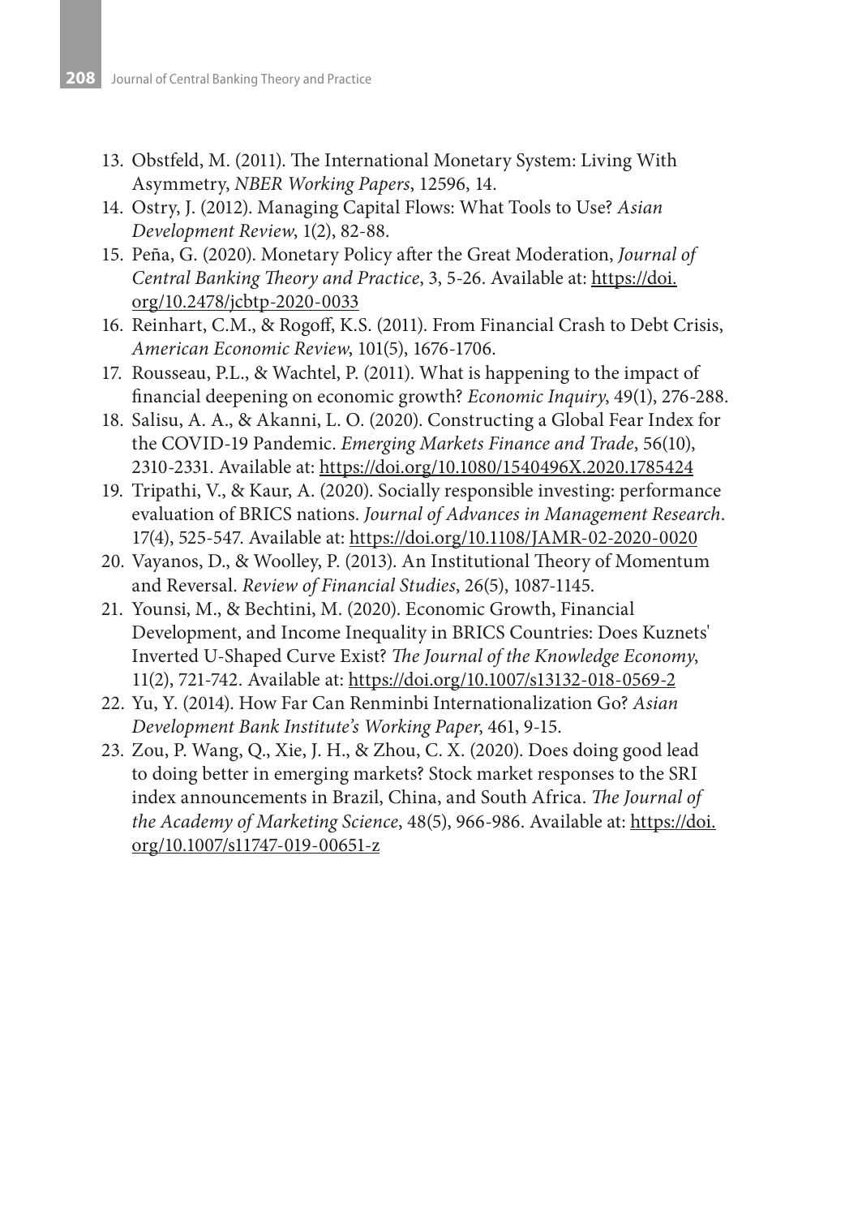13. Obstfeld, M. (2011). The International Monetary System: Living With Asymmetry, *NBER Working Papers*, 12596, 14.
14. Ostry, J. (2012). Managing Capital Flows: What Tools to Use? *Asian Development Review*, 1(2), 82-88.
15. Peña, G. (2020). Monetary Policy after the Great Moderation, *Journal of Central Banking Theory and Practice*, 3, 5-26. Available at: https://doi.org/10.2478/jcbtp-2020-0033
16. Reinhart, C.M., & Rogoff, K.S. (2011). From Financial Crash to Debt Crisis, *American Economic Review*, 101(5), 1676-1706.
17. Rousseau, P.L., & Wachtel, P. (2011). What is happening to the impact of financial deepening on economic growth? *Economic Inquiry*, 49(1), 276-288.
18. Salisu, A. A., & Akanni, L. O. (2020). Constructing a Global Fear Index for the COVID-19 Pandemic. *Emerging Markets Finance and Trade*, 56(10), 2310-2331. Available at: https://doi.org/10.1080/1540496X.2020.1785424
19. Tripathi, V., & Kaur, A. (2020). Socially responsible investing: performance evaluation of BRICS nations. *Journal of Advances in Management Research*. 17(4), 525-547. Available at: https://doi.org/10.1108/JAMR-02-2020-0020
20. Vayanos, D., & Woolley, P. (2013). An Institutional Theory of Momentum and Reversal. *Review of Financial Studies*, 26(5), 1087-1145.
21. Younsi, M., & Bechtini, M. (2020). Economic Growth, Financial Development, and Income Inequality in BRICS Countries: Does Kuznets' Inverted U-Shaped Curve Exist? *The Journal of the Knowledge Economy*, 11(2), 721-742. Available at: https://doi.org/10.1007/s13132-018-0569-2
22. Yu, Y. (2014). How Far Can Renminbi Internationalization Go? *Asian Development Bank Institute's Working Paper*, 461, 9-15.
23. Zou, P. Wang, Q., Xie, J. H., & Zhou, C. X. (2020). Does doing good lead to doing better in emerging markets? Stock market responses to the SRI index announcements in Brazil, China, and South Africa. *The Journal of the Academy of Marketing Science*, 48(5), 966-986. Available at: https://doi.org/10.1007/s11747-019-00651-z